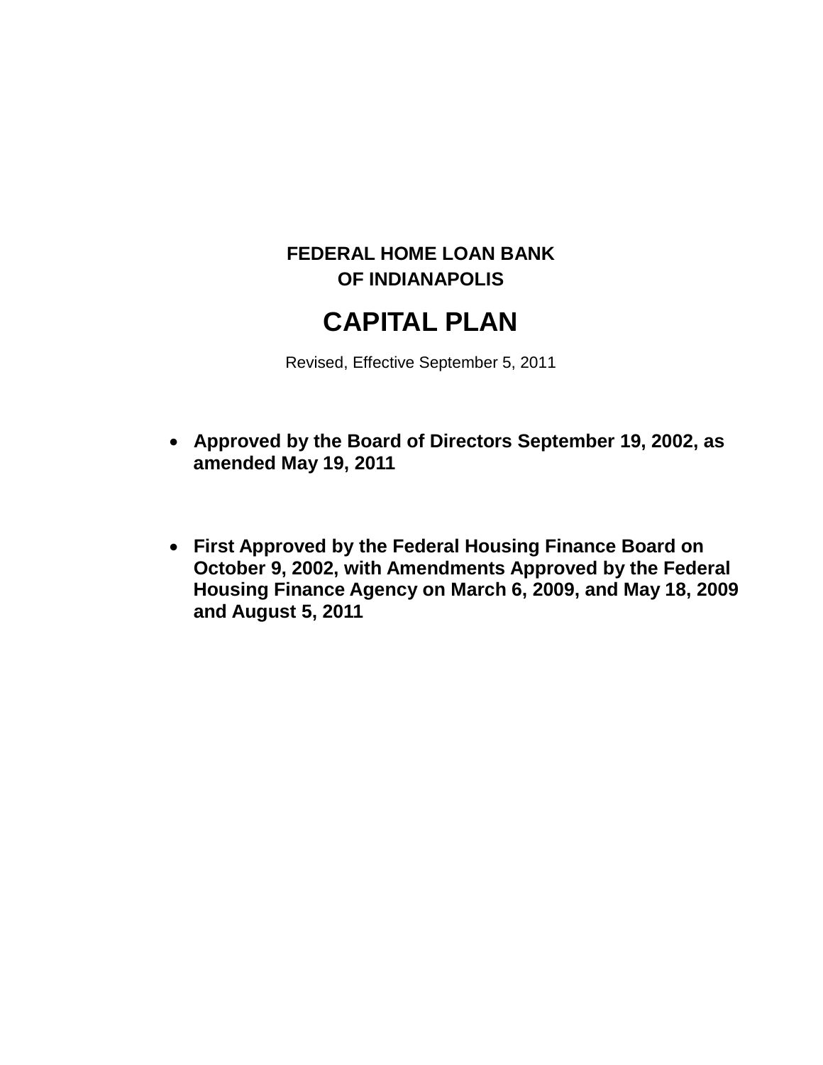# FEDERAL HOME LOAN BANK OF INDIANAPOLIS

# CAPITAL PLAN

Revised, Effective September 5, 2011

- **Approved by the Board of Directors September 19, 2002, as amended May 19, 2011**

- **First Approved by the Federal Housing Finance Board on October 9, 2002, with Amendments Approved by the Federal Housing Finance Agency on March 6, 2009, and May 18, 2009 and August 5, 2011**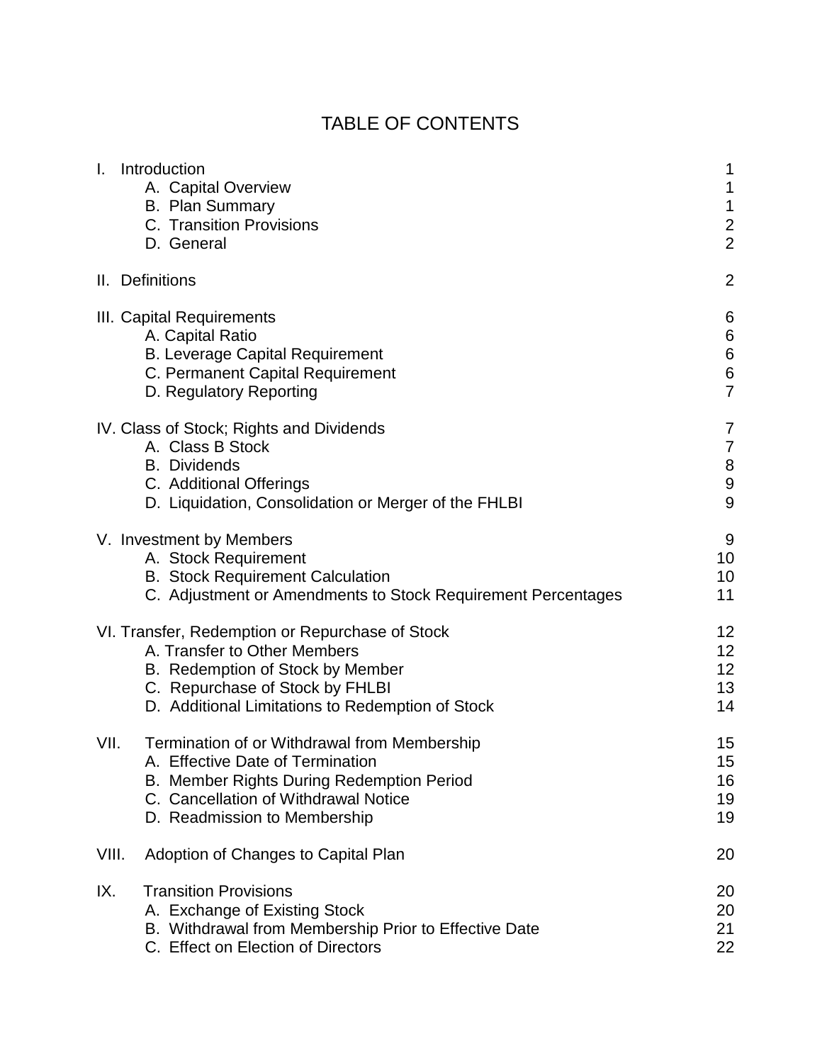# TABLE OF CONTENTS

| | |
|---|---|
| I. Introduction | 1 |
| A. Capital Overview | 1 |
| B. Plan Summary | 1 |
| C. Transition Provisions | 2 |
| D. General | 2 |
| II. Definitions | 2 |
| III. Capital Requirements | 6 |
| A. Capital Ratio | 6 |
| B. Leverage Capital Requirement | 6 |
| C. Permanent Capital Requirement | 6 |
| D. Regulatory Reporting | 7 |
| IV. Class of Stock; Rights and Dividends | 7 |
| A. Class B Stock | 7 |
| B. Dividends | 8 |
| C. Additional Offerings | 9 |
| D. Liquidation, Consolidation or Merger of the FHLBI | 9 |
| V. Investment by Members | 9 |
| A. Stock Requirement | 10 |
| B. Stock Requirement Calculation | 10 |
| C. Adjustment or Amendments to Stock Requirement Percentages | 11 |
| VI. Transfer, Redemption or Repurchase of Stock | 12 |
| A. Transfer to Other Members | 12 |
| B. Redemption of Stock by Member | 12 |
| C. Repurchase of Stock by FHLBI | 13 |
| D. Additional Limitations to Redemption of Stock | 14 |
| VII. Termination of or Withdrawal from Membership | 15 |
| A. Effective Date of Termination | 15 |
| B. Member Rights During Redemption Period | 16 |
| C. Cancellation of Withdrawal Notice | 19 |
| D. Readmission to Membership | 19 |
| VIII. Adoption of Changes to Capital Plan | 20 |
| IX. Transition Provisions | 20 |
| A. Exchange of Existing Stock | 20 |
| B. Withdrawal from Membership Prior to Effective Date | 21 |
| C. Effect on Election of Directors | 22 |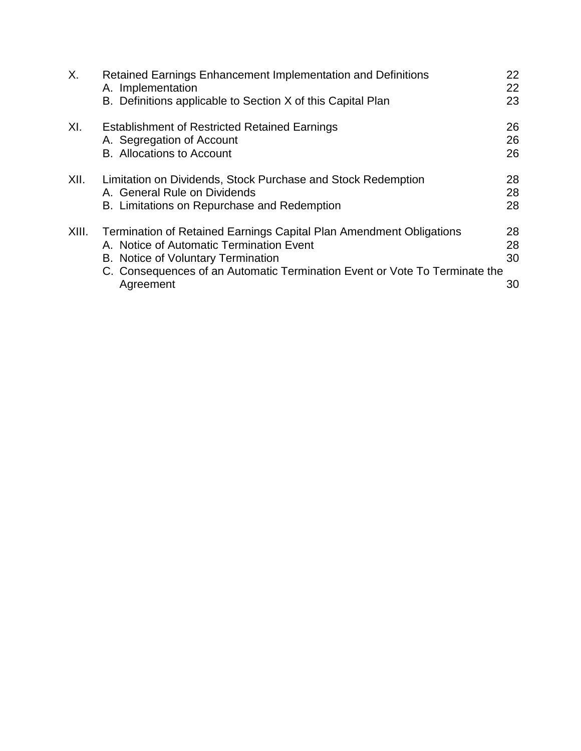| | | |
|---|---|---|
| X. | Retained Earnings Enhancement Implementation and Definitions | 22 |
| | A. Implementation | 22 |
| | B. Definitions applicable to Section X of this Capital Plan | 23 |
| XI. | Establishment of Restricted Retained Earnings | 26 |
| | A. Segregation of Account | 26 |
| | B. Allocations to Account | 26 |
| XII. | Limitation on Dividends, Stock Purchase and Stock Redemption | 28 |
| | A. General Rule on Dividends | 28 |
| | B. Limitations on Repurchase and Redemption | 28 |
| XIII. | Termination of Retained Earnings Capital Plan Amendment Obligations | 28 |
| | A. Notice of Automatic Termination Event | 28 |
| | B. Notice of Voluntary Termination | 30 |
| | C. Consequences of an Automatic Termination Event or Vote To Terminate the Agreement | 30 |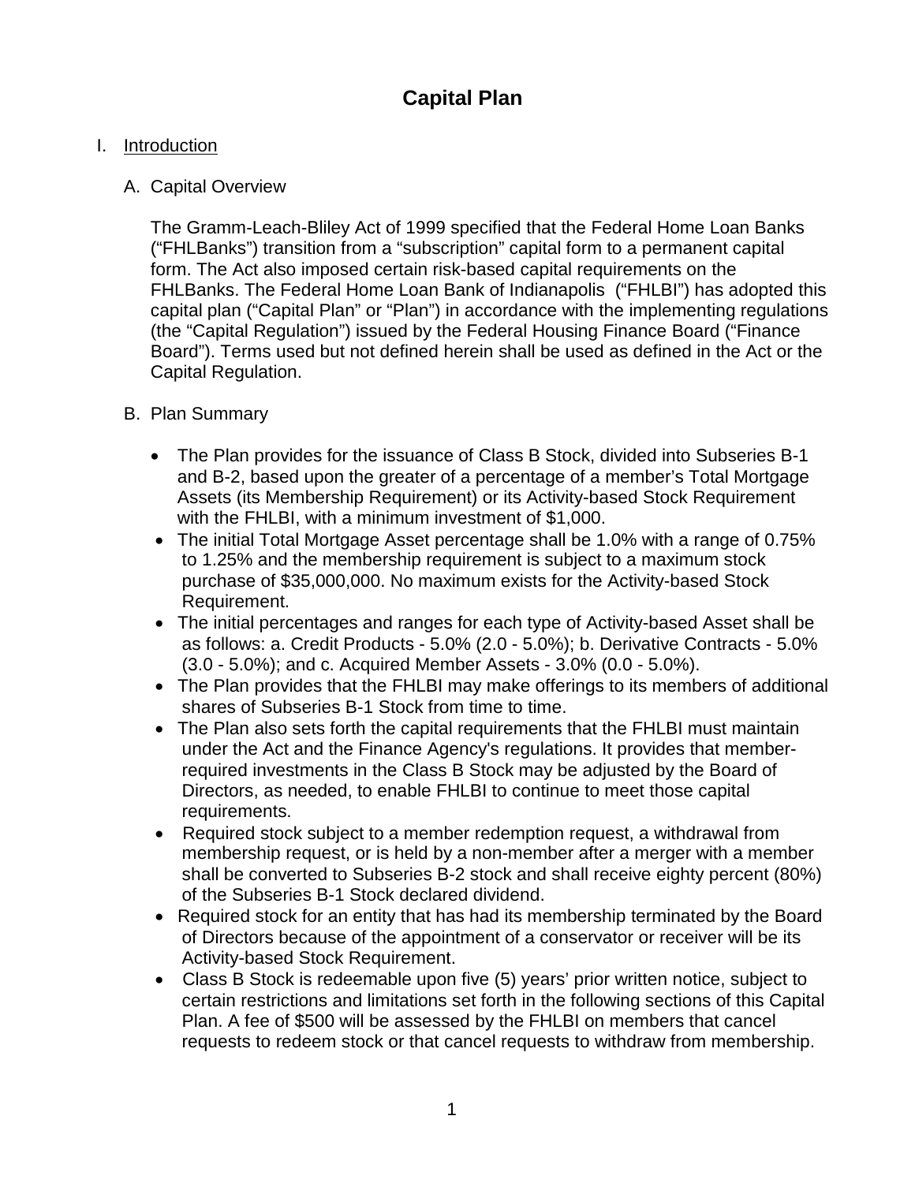# Capital Plan

## I. Introduction

### A. Capital Overview

The Gramm-Leach-Bliley Act of 1999 specified that the Federal Home Loan Banks ("FHLBanks") transition from a "subscription" capital form to a permanent capital form. The Act also imposed certain risk-based capital requirements on the FHLBanks. The Federal Home Loan Bank of Indianapolis ("FHLBI") has adopted this capital plan ("Capital Plan" or "Plan") in accordance with the implementing regulations (the "Capital Regulation") issued by the Federal Housing Finance Board ("Finance Board"). Terms used but not defined herein shall be used as defined in the Act or the Capital Regulation.

### B. Plan Summary

- The Plan provides for the issuance of Class B Stock, divided into Subseries B-1 and B-2, based upon the greater of a percentage of a member's Total Mortgage Assets (its Membership Requirement) or its Activity-based Stock Requirement with the FHLBI, with a minimum investment of $1,000.
- The initial Total Mortgage Asset percentage shall be 1.0% with a range of 0.75% to 1.25% and the membership requirement is subject to a maximum stock purchase of $35,000,000. No maximum exists for the Activity-based Stock Requirement.
- The initial percentages and ranges for each type of Activity-based Asset shall be as follows: a. Credit Products - 5.0% (2.0 - 5.0%); b. Derivative Contracts - 5.0% (3.0 - 5.0%); and c. Acquired Member Assets - 3.0% (0.0 - 5.0%).
- The Plan provides that the FHLBI may make offerings to its members of additional shares of Subseries B-1 Stock from time to time.
- The Plan also sets forth the capital requirements that the FHLBI must maintain under the Act and the Finance Agency's regulations. It provides that member-required investments in the Class B Stock may be adjusted by the Board of Directors, as needed, to enable FHLBI to continue to meet those capital requirements.
- Required stock subject to a member redemption request, a withdrawal from membership request, or is held by a non-member after a merger with a member shall be converted to Subseries B-2 stock and shall receive eighty percent (80%) of the Subseries B-1 Stock declared dividend.
- Required stock for an entity that has had its membership terminated by the Board of Directors because of the appointment of a conservator or receiver will be its Activity-based Stock Requirement.
- Class B Stock is redeemable upon five (5) years' prior written notice, subject to certain restrictions and limitations set forth in the following sections of this Capital Plan. A fee of $500 will be assessed by the FHLBI on members that cancel requests to redeem stock or that cancel requests to withdraw from membership.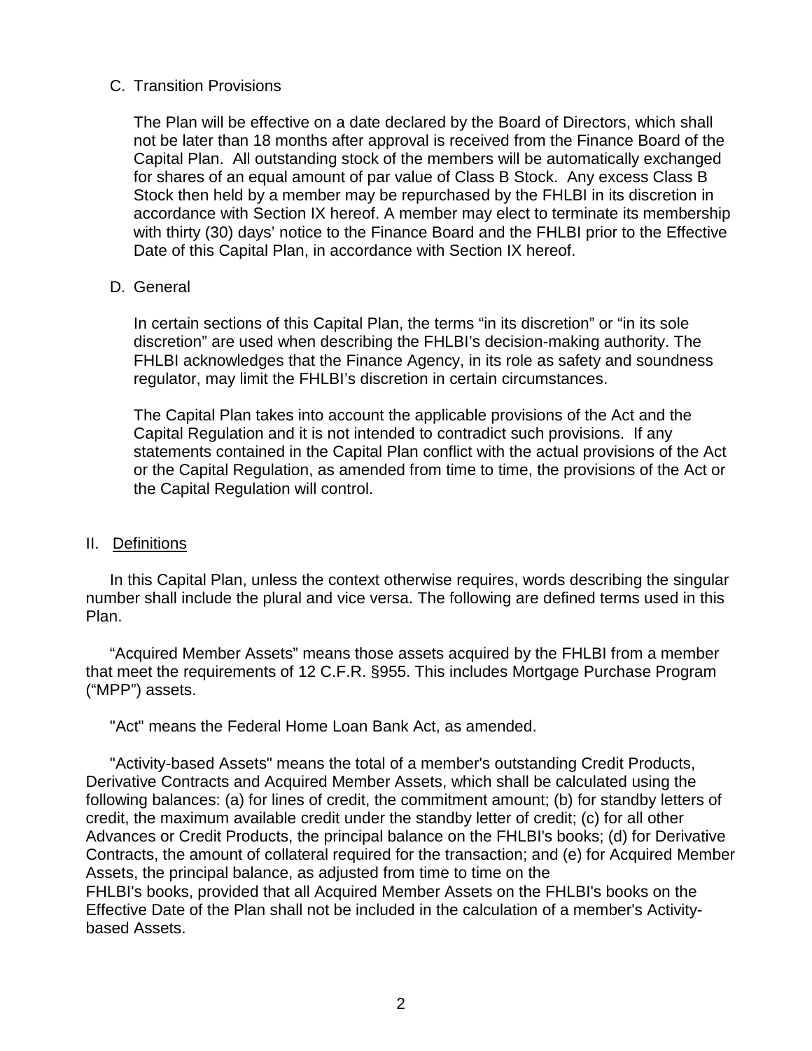C. Transition Provisions

The Plan will be effective on a date declared by the Board of Directors, which shall not be later than 18 months after approval is received from the Finance Board of the Capital Plan. All outstanding stock of the members will be automatically exchanged for shares of an equal amount of par value of Class B Stock. Any excess Class B Stock then held by a member may be repurchased by the FHLBI in its discretion in accordance with Section IX hereof. A member may elect to terminate its membership with thirty (30) days' notice to the Finance Board and the FHLBI prior to the Effective Date of this Capital Plan, in accordance with Section IX hereof.

D. General

In certain sections of this Capital Plan, the terms "in its discretion" or "in its sole discretion" are used when describing the FHLBI's decision-making authority. The FHLBI acknowledges that the Finance Agency, in its role as safety and soundness regulator, may limit the FHLBI's discretion in certain circumstances.

The Capital Plan takes into account the applicable provisions of the Act and the Capital Regulation and it is not intended to contradict such provisions. If any statements contained in the Capital Plan conflict with the actual provisions of the Act or the Capital Regulation, as amended from time to time, the provisions of the Act or the Capital Regulation will control.

## II. Definitions

In this Capital Plan, unless the context otherwise requires, words describing the singular number shall include the plural and vice versa. The following are defined terms used in this Plan.

"Acquired Member Assets" means those assets acquired by the FHLBI from a member that meet the requirements of 12 C.F.R. §955. This includes Mortgage Purchase Program ("MPP") assets.

"Act" means the Federal Home Loan Bank Act, as amended.

"Activity-based Assets" means the total of a member's outstanding Credit Products, Derivative Contracts and Acquired Member Assets, which shall be calculated using the following balances: (a) for lines of credit, the commitment amount; (b) for standby letters of credit, the maximum available credit under the standby letter of credit; (c) for all other Advances or Credit Products, the principal balance on the FHLBI's books; (d) for Derivative Contracts, the amount of collateral required for the transaction; and (e) for Acquired Member Assets, the principal balance, as adjusted from time to time on the FHLBI's books, provided that all Acquired Member Assets on the FHLBI's books on the Effective Date of the Plan shall not be included in the calculation of a member's Activity-based Assets.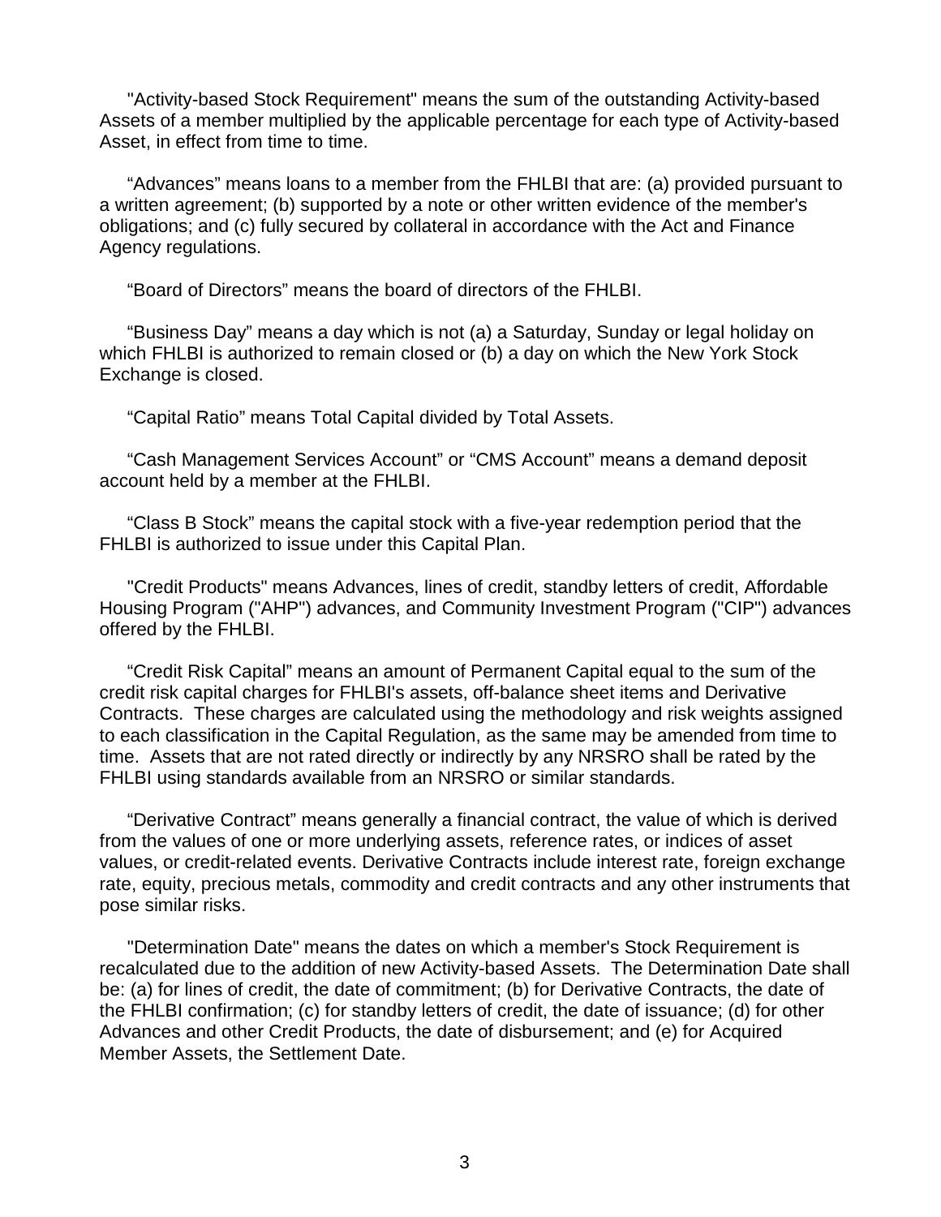"Activity-based Stock Requirement" means the sum of the outstanding Activity-based Assets of a member multiplied by the applicable percentage for each type of Activity-based Asset, in effect from time to time.

"Advances" means loans to a member from the FHLBI that are: (a) provided pursuant to a written agreement; (b) supported by a note or other written evidence of the member's obligations; and (c) fully secured by collateral in accordance with the Act and Finance Agency regulations.

"Board of Directors" means the board of directors of the FHLBI.

"Business Day" means a day which is not (a) a Saturday, Sunday or legal holiday on which FHLBI is authorized to remain closed or (b) a day on which the New York Stock Exchange is closed.

"Capital Ratio" means Total Capital divided by Total Assets.

"Cash Management Services Account" or "CMS Account" means a demand deposit account held by a member at the FHLBI.

"Class B Stock" means the capital stock with a five-year redemption period that the FHLBI is authorized to issue under this Capital Plan.

"Credit Products" means Advances, lines of credit, standby letters of credit, Affordable Housing Program ("AHP") advances, and Community Investment Program ("CIP") advances offered by the FHLBI.

"Credit Risk Capital" means an amount of Permanent Capital equal to the sum of the credit risk capital charges for FHLBI's assets, off-balance sheet items and Derivative Contracts. These charges are calculated using the methodology and risk weights assigned to each classification in the Capital Regulation, as the same may be amended from time to time. Assets that are not rated directly or indirectly by any NRSRO shall be rated by the FHLBI using standards available from an NRSRO or similar standards.

"Derivative Contract" means generally a financial contract, the value of which is derived from the values of one or more underlying assets, reference rates, or indices of asset values, or credit-related events. Derivative Contracts include interest rate, foreign exchange rate, equity, precious metals, commodity and credit contracts and any other instruments that pose similar risks.

"Determination Date" means the dates on which a member's Stock Requirement is recalculated due to the addition of new Activity-based Assets. The Determination Date shall be: (a) for lines of credit, the date of commitment; (b) for Derivative Contracts, the date of the FHLBI confirmation; (c) for standby letters of credit, the date of issuance; (d) for other Advances and other Credit Products, the date of disbursement; and (e) for Acquired Member Assets, the Settlement Date.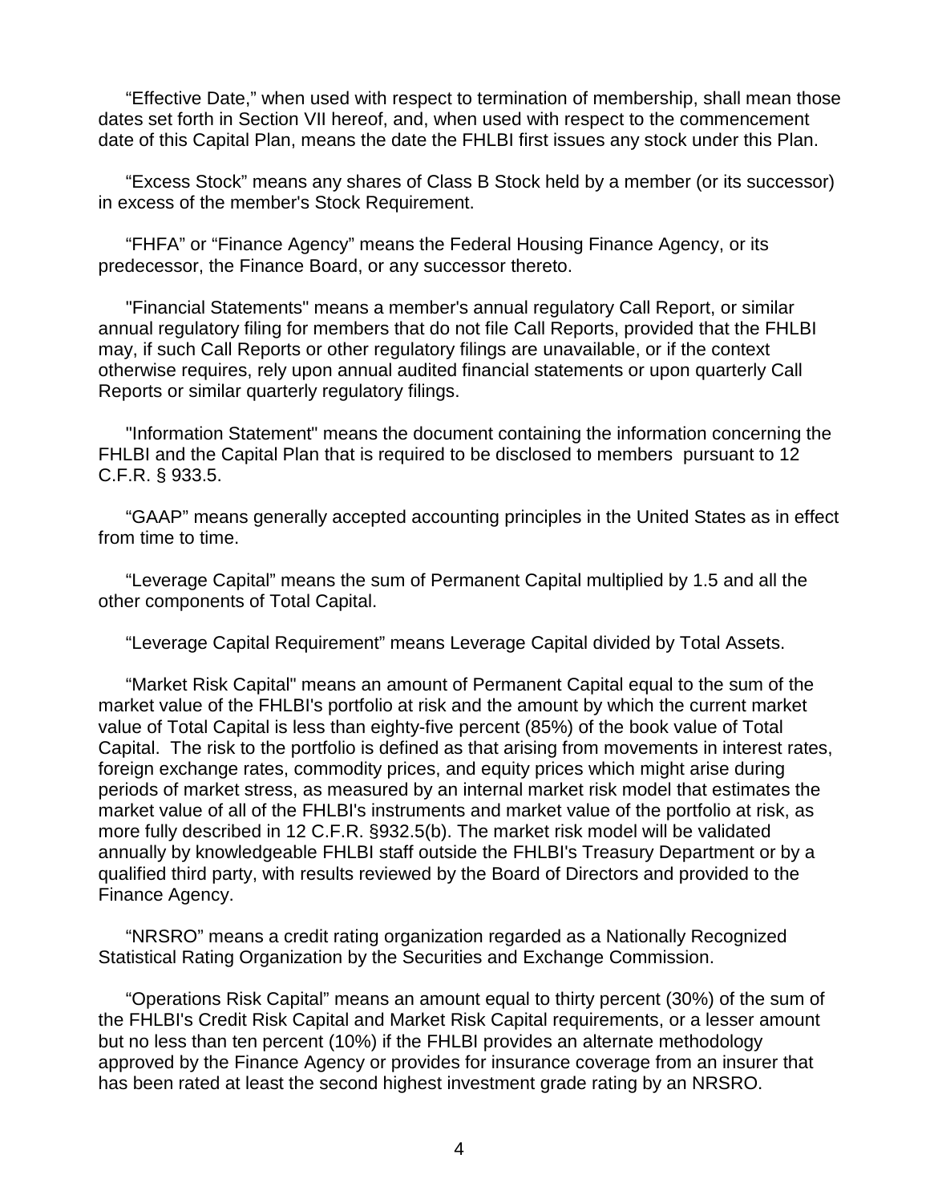"Effective Date," when used with respect to termination of membership, shall mean those dates set forth in Section VII hereof, and, when used with respect to the commencement date of this Capital Plan, means the date the FHLBI first issues any stock under this Plan.

"Excess Stock" means any shares of Class B Stock held by a member (or its successor) in excess of the member's Stock Requirement.

"FHFA" or "Finance Agency" means the Federal Housing Finance Agency, or its predecessor, the Finance Board, or any successor thereto.

"Financial Statements" means a member's annual regulatory Call Report, or similar annual regulatory filing for members that do not file Call Reports, provided that the FHLBI may, if such Call Reports or other regulatory filings are unavailable, or if the context otherwise requires, rely upon annual audited financial statements or upon quarterly Call Reports or similar quarterly regulatory filings.

"Information Statement" means the document containing the information concerning the FHLBI and the Capital Plan that is required to be disclosed to members pursuant to 12 C.F.R. § 933.5.

"GAAP" means generally accepted accounting principles in the United States as in effect from time to time.

"Leverage Capital" means the sum of Permanent Capital multiplied by 1.5 and all the other components of Total Capital.

"Leverage Capital Requirement" means Leverage Capital divided by Total Assets.

"Market Risk Capital" means an amount of Permanent Capital equal to the sum of the market value of the FHLBI's portfolio at risk and the amount by which the current market value of Total Capital is less than eighty-five percent (85%) of the book value of Total Capital. The risk to the portfolio is defined as that arising from movements in interest rates, foreign exchange rates, commodity prices, and equity prices which might arise during periods of market stress, as measured by an internal market risk model that estimates the market value of all of the FHLBI's instruments and market value of the portfolio at risk, as more fully described in 12 C.F.R. §932.5(b). The market risk model will be validated annually by knowledgeable FHLBI staff outside the FHLBI's Treasury Department or by a qualified third party, with results reviewed by the Board of Directors and provided to the Finance Agency.

"NRSRO" means a credit rating organization regarded as a Nationally Recognized Statistical Rating Organization by the Securities and Exchange Commission.

"Operations Risk Capital" means an amount equal to thirty percent (30%) of the sum of the FHLBI's Credit Risk Capital and Market Risk Capital requirements, or a lesser amount but no less than ten percent (10%) if the FHLBI provides an alternate methodology approved by the Finance Agency or provides for insurance coverage from an insurer that has been rated at least the second highest investment grade rating by an NRSRO.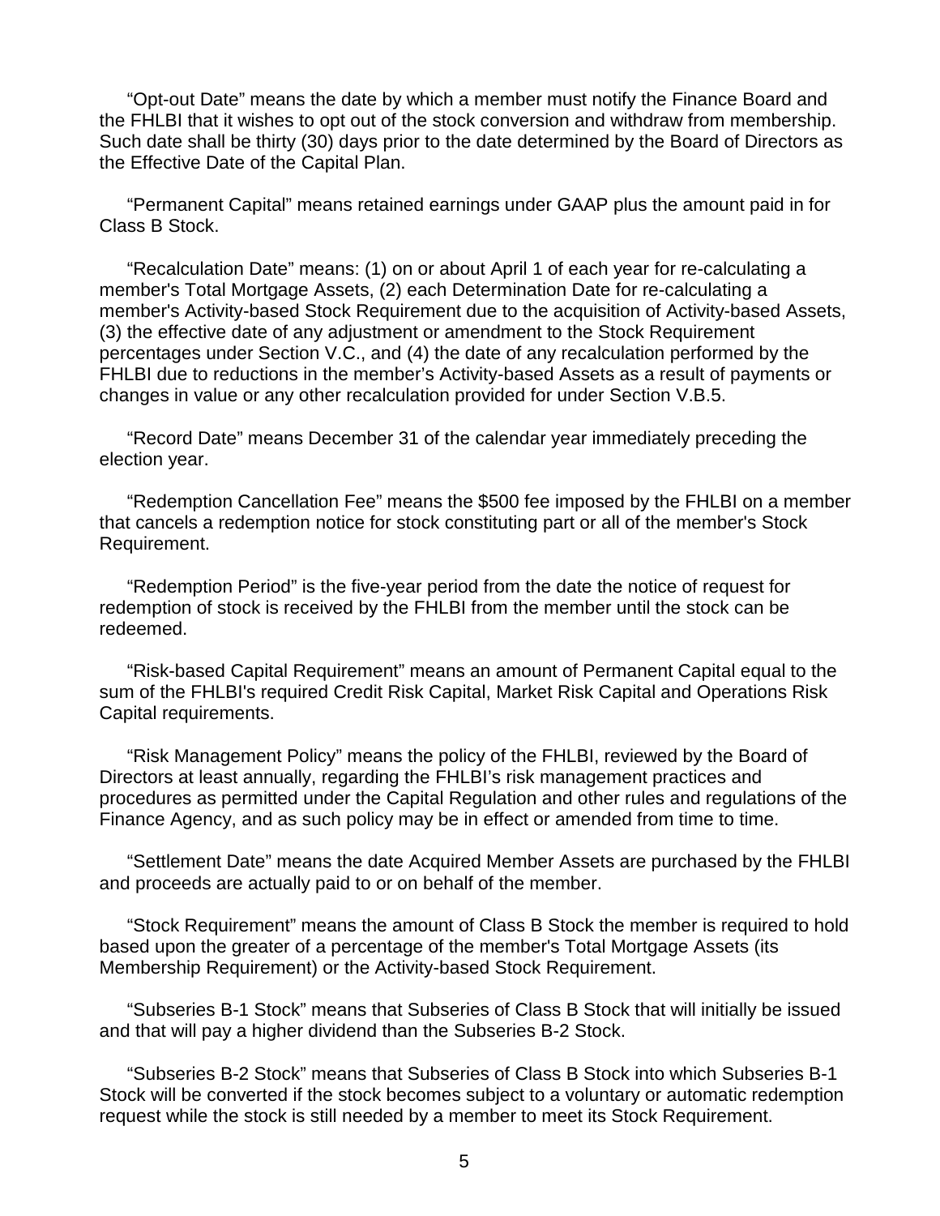"Opt-out Date" means the date by which a member must notify the Finance Board and the FHLBI that it wishes to opt out of the stock conversion and withdraw from membership. Such date shall be thirty (30) days prior to the date determined by the Board of Directors as the Effective Date of the Capital Plan.

"Permanent Capital" means retained earnings under GAAP plus the amount paid in for Class B Stock.

"Recalculation Date" means: (1) on or about April 1 of each year for re-calculating a member's Total Mortgage Assets, (2) each Determination Date for re-calculating a member's Activity-based Stock Requirement due to the acquisition of Activity-based Assets, (3) the effective date of any adjustment or amendment to the Stock Requirement percentages under Section V.C., and (4) the date of any recalculation performed by the FHLBI due to reductions in the member's Activity-based Assets as a result of payments or changes in value or any other recalculation provided for under Section V.B.5.

"Record Date" means December 31 of the calendar year immediately preceding the election year.

"Redemption Cancellation Fee" means the $500 fee imposed by the FHLBI on a member that cancels a redemption notice for stock constituting part or all of the member's Stock Requirement.

"Redemption Period" is the five-year period from the date the notice of request for redemption of stock is received by the FHLBI from the member until the stock can be redeemed.

"Risk-based Capital Requirement" means an amount of Permanent Capital equal to the sum of the FHLBI's required Credit Risk Capital, Market Risk Capital and Operations Risk Capital requirements.

"Risk Management Policy" means the policy of the FHLBI, reviewed by the Board of Directors at least annually, regarding the FHLBI's risk management practices and procedures as permitted under the Capital Regulation and other rules and regulations of the Finance Agency, and as such policy may be in effect or amended from time to time.

"Settlement Date" means the date Acquired Member Assets are purchased by the FHLBI and proceeds are actually paid to or on behalf of the member.

"Stock Requirement" means the amount of Class B Stock the member is required to hold based upon the greater of a percentage of the member's Total Mortgage Assets (its Membership Requirement) or the Activity-based Stock Requirement.

"Subseries B-1 Stock" means that Subseries of Class B Stock that will initially be issued and that will pay a higher dividend than the Subseries B-2 Stock.

"Subseries B-2 Stock" means that Subseries of Class B Stock into which Subseries B-1 Stock will be converted if the stock becomes subject to a voluntary or automatic redemption request while the stock is still needed by a member to meet its Stock Requirement.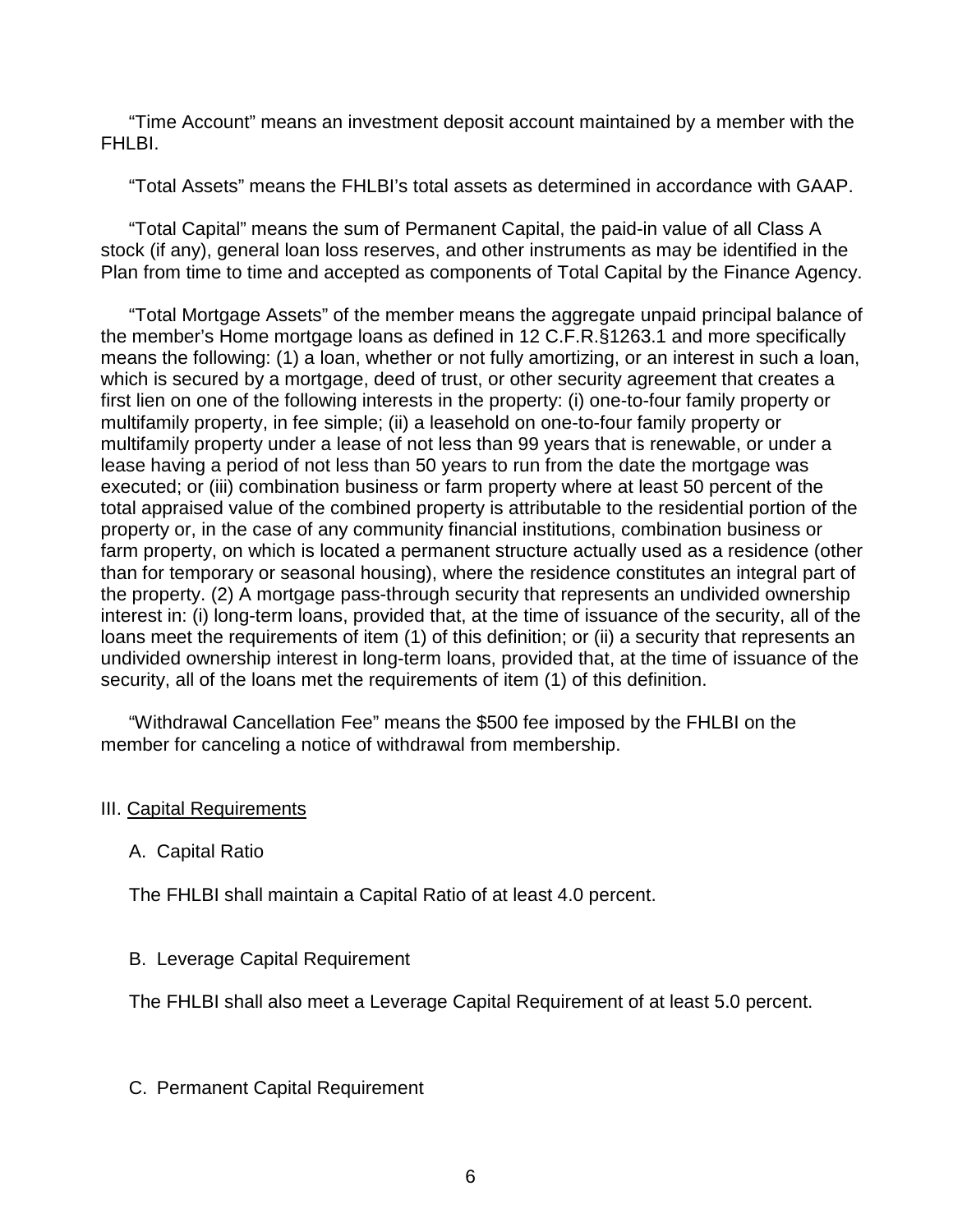"Time Account" means an investment deposit account maintained by a member with the FHLBI.

"Total Assets" means the FHLBI's total assets as determined in accordance with GAAP.

"Total Capital" means the sum of Permanent Capital, the paid-in value of all Class A stock (if any), general loan loss reserves, and other instruments as may be identified in the Plan from time to time and accepted as components of Total Capital by the Finance Agency.

"Total Mortgage Assets" of the member means the aggregate unpaid principal balance of the member's Home mortgage loans as defined in 12 C.F.R.§1263.1 and more specifically means the following: (1) a loan, whether or not fully amortizing, or an interest in such a loan, which is secured by a mortgage, deed of trust, or other security agreement that creates a first lien on one of the following interests in the property: (i) one-to-four family property or multifamily property, in fee simple; (ii) a leasehold on one-to-four family property or multifamily property under a lease of not less than 99 years that is renewable, or under a lease having a period of not less than 50 years to run from the date the mortgage was executed; or (iii) combination business or farm property where at least 50 percent of the total appraised value of the combined property is attributable to the residential portion of the property or, in the case of any community financial institutions, combination business or farm property, on which is located a permanent structure actually used as a residence (other than for temporary or seasonal housing), where the residence constitutes an integral part of the property. (2) A mortgage pass-through security that represents an undivided ownership interest in: (i) long-term loans, provided that, at the time of issuance of the security, all of the loans meet the requirements of item (1) of this definition; or (ii) a security that represents an undivided ownership interest in long-term loans, provided that, at the time of issuance of the security, all of the loans met the requirements of item (1) of this definition.

"Withdrawal Cancellation Fee" means the $500 fee imposed by the FHLBI on the member for canceling a notice of withdrawal from membership.

## III. Capital Requirements

### A. Capital Ratio

The FHLBI shall maintain a Capital Ratio of at least 4.0 percent.

### B. Leverage Capital Requirement

The FHLBI shall also meet a Leverage Capital Requirement of at least 5.0 percent.

### C. Permanent Capital Requirement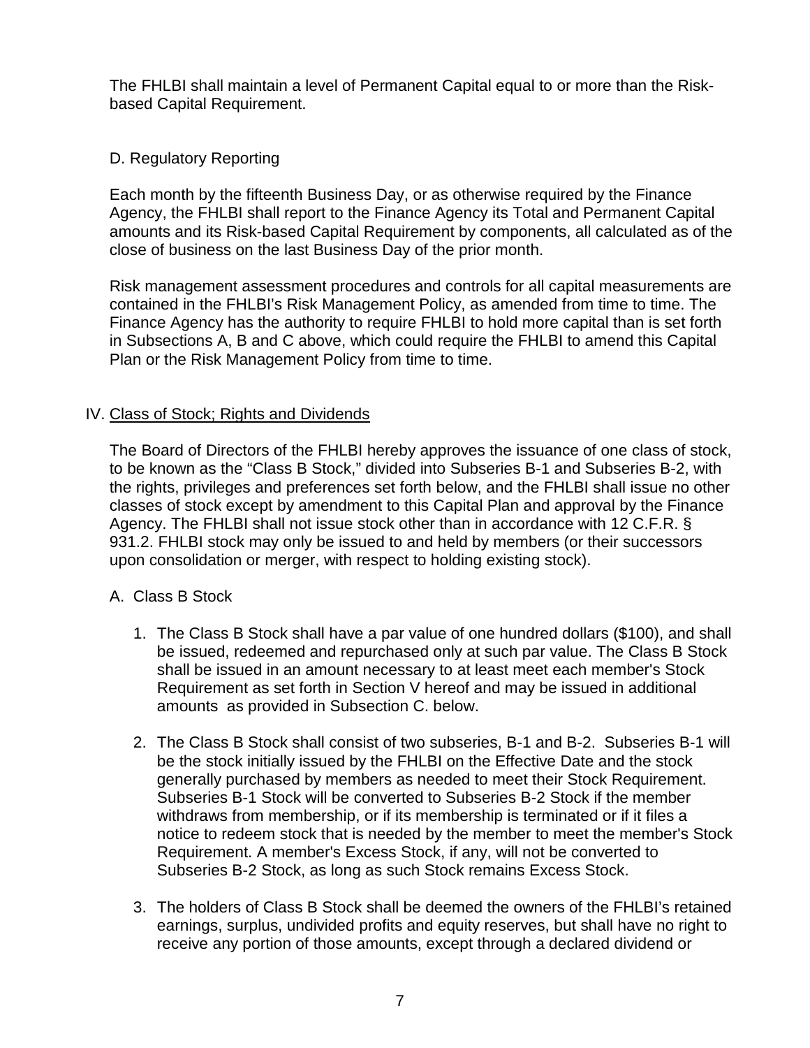The FHLBI shall maintain a level of Permanent Capital equal to or more than the Risk-based Capital Requirement.

### D. Regulatory Reporting

Each month by the fifteenth Business Day, or as otherwise required by the Finance Agency, the FHLBI shall report to the Finance Agency its Total and Permanent Capital amounts and its Risk-based Capital Requirement by components, all calculated as of the close of business on the last Business Day of the prior month.

Risk management assessment procedures and controls for all capital measurements are contained in the FHLBI's Risk Management Policy, as amended from time to time. The Finance Agency has the authority to require FHLBI to hold more capital than is set forth in Subsections A, B and C above, which could require the FHLBI to amend this Capital Plan or the Risk Management Policy from time to time.

## IV. Class of Stock; Rights and Dividends

The Board of Directors of the FHLBI hereby approves the issuance of one class of stock, to be known as the "Class B Stock," divided into Subseries B-1 and Subseries B-2, with the rights, privileges and preferences set forth below, and the FHLBI shall issue no other classes of stock except by amendment to this Capital Plan and approval by the Finance Agency. The FHLBI shall not issue stock other than in accordance with 12 C.F.R. § 931.2. FHLBI stock may only be issued to and held by members (or their successors upon consolidation or merger, with respect to holding existing stock).

### A. Class B Stock

1. The Class B Stock shall have a par value of one hundred dollars ($100), and shall be issued, redeemed and repurchased only at such par value. The Class B Stock shall be issued in an amount necessary to at least meet each member's Stock Requirement as set forth in Section V hereof and may be issued in additional amounts as provided in Subsection C. below.

2. The Class B Stock shall consist of two subseries, B-1 and B-2. Subseries B-1 will be the stock initially issued by the FHLBI on the Effective Date and the stock generally purchased by members as needed to meet their Stock Requirement. Subseries B-1 Stock will be converted to Subseries B-2 Stock if the member withdraws from membership, or if its membership is terminated or if it files a notice to redeem stock that is needed by the member to meet the member's Stock Requirement. A member's Excess Stock, if any, will not be converted to Subseries B-2 Stock, as long as such Stock remains Excess Stock.

3. The holders of Class B Stock shall be deemed the owners of the FHLBI's retained earnings, surplus, undivided profits and equity reserves, but shall have no right to receive any portion of those amounts, except through a declared dividend or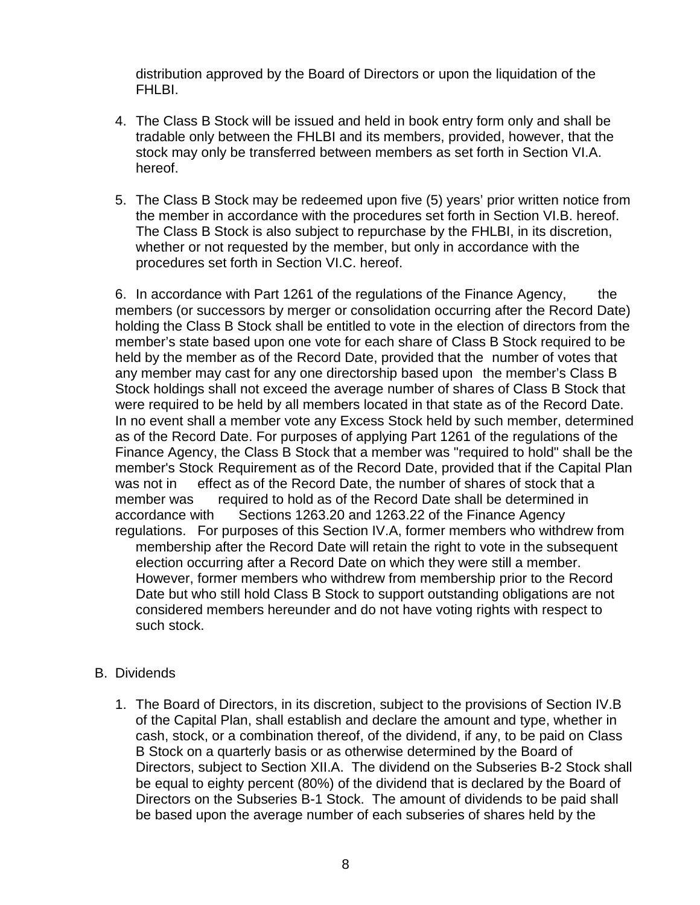distribution approved by the Board of Directors or upon the liquidation of the FHLBI.

4. The Class B Stock will be issued and held in book entry form only and shall be tradable only between the FHLBI and its members, provided, however, that the stock may only be transferred between members as set forth in Section VI.A. hereof.

5. The Class B Stock may be redeemed upon five (5) years' prior written notice from the member in accordance with the procedures set forth in Section VI.B. hereof. The Class B Stock is also subject to repurchase by the FHLBI, in its discretion, whether or not requested by the member, but only in accordance with the procedures set forth in Section VI.C. hereof.

6. In accordance with Part 1261 of the regulations of the Finance Agency, the members (or successors by merger or consolidation occurring after the Record Date) holding the Class B Stock shall be entitled to vote in the election of directors from the member's state based upon one vote for each share of Class B Stock required to be held by the member as of the Record Date, provided that the number of votes that any member may cast for any one directorship based upon the member's Class B Stock holdings shall not exceed the average number of shares of Class B Stock that were required to be held by all members located in that state as of the Record Date. In no event shall a member vote any Excess Stock held by such member, determined as of the Record Date. For purposes of applying Part 1261 of the regulations of the Finance Agency, the Class B Stock that a member was "required to hold" shall be the member's Stock Requirement as of the Record Date, provided that if the Capital Plan was not in effect as of the Record Date, the number of shares of stock that a member was required to hold as of the Record Date shall be determined in accordance with Sections 1263.20 and 1263.22 of the Finance Agency regulations. For purposes of this Section IV.A, former members who withdrew from membership after the Record Date will retain the right to vote in the subsequent election occurring after a Record Date on which they were still a member. However, former members who withdrew from membership prior to the Record Date but who still hold Class B Stock to support outstanding obligations are not considered members hereunder and do not have voting rights with respect to such stock.

B. Dividends

1. The Board of Directors, in its discretion, subject to the provisions of Section IV.B of the Capital Plan, shall establish and declare the amount and type, whether in cash, stock, or a combination thereof, of the dividend, if any, to be paid on Class B Stock on a quarterly basis or as otherwise determined by the Board of Directors, subject to Section XII.A. The dividend on the Subseries B-2 Stock shall be equal to eighty percent (80%) of the dividend that is declared by the Board of Directors on the Subseries B-1 Stock. The amount of dividends to be paid shall be based upon the average number of each subseries of shares held by the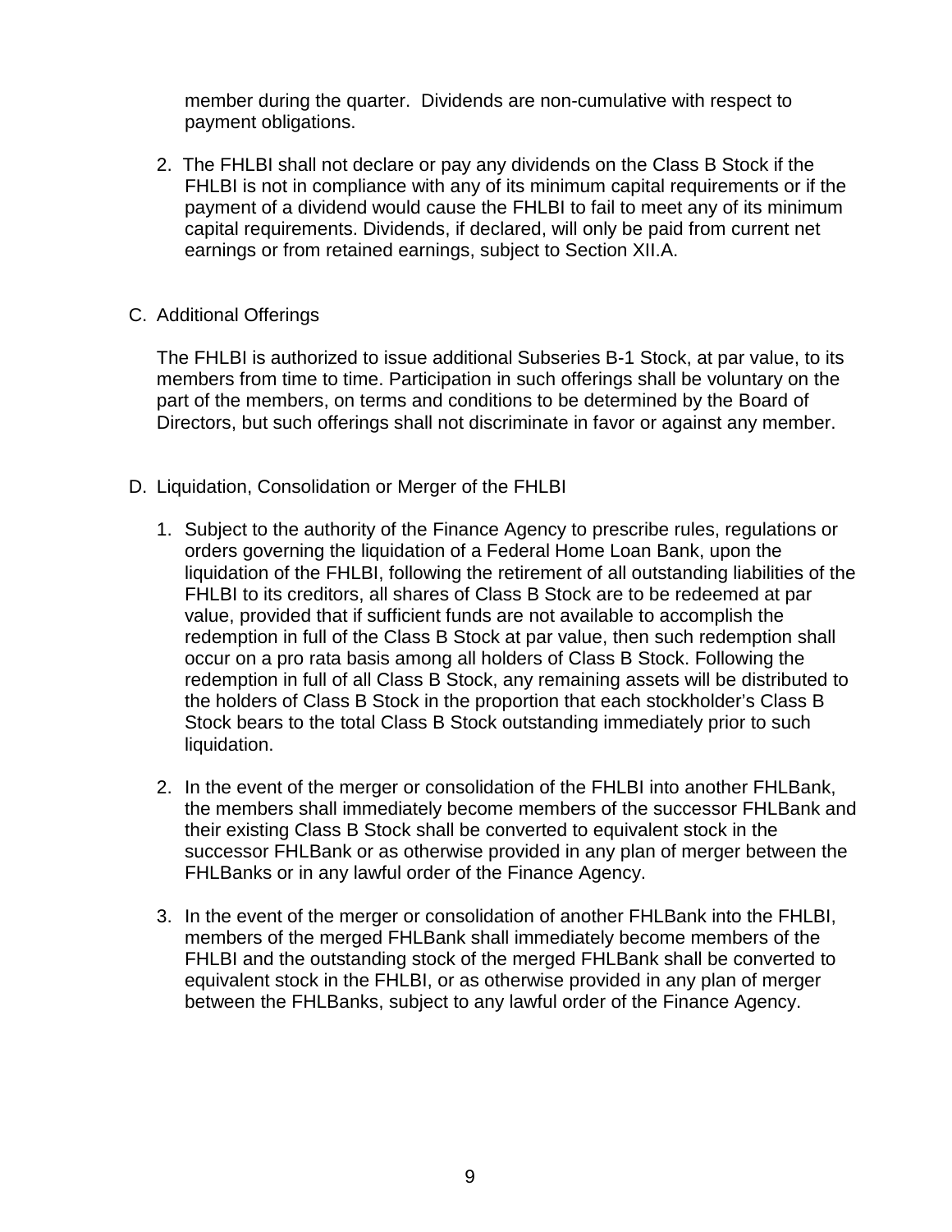member during the quarter. Dividends are non-cumulative with respect to payment obligations.

2. The FHLBI shall not declare or pay any dividends on the Class B Stock if the FHLBI is not in compliance with any of its minimum capital requirements or if the payment of a dividend would cause the FHLBI to fail to meet any of its minimum capital requirements. Dividends, if declared, will only be paid from current net earnings or from retained earnings, subject to Section XII.A.

C. Additional Offerings

The FHLBI is authorized to issue additional Subseries B-1 Stock, at par value, to its members from time to time. Participation in such offerings shall be voluntary on the part of the members, on terms and conditions to be determined by the Board of Directors, but such offerings shall not discriminate in favor or against any member.

D. Liquidation, Consolidation or Merger of the FHLBI

1. Subject to the authority of the Finance Agency to prescribe rules, regulations or orders governing the liquidation of a Federal Home Loan Bank, upon the liquidation of the FHLBI, following the retirement of all outstanding liabilities of the FHLBI to its creditors, all shares of Class B Stock are to be redeemed at par value, provided that if sufficient funds are not available to accomplish the redemption in full of the Class B Stock at par value, then such redemption shall occur on a pro rata basis among all holders of Class B Stock. Following the redemption in full of all Class B Stock, any remaining assets will be distributed to the holders of Class B Stock in the proportion that each stockholder's Class B Stock bears to the total Class B Stock outstanding immediately prior to such liquidation.

2. In the event of the merger or consolidation of the FHLBI into another FHLBank, the members shall immediately become members of the successor FHLBank and their existing Class B Stock shall be converted to equivalent stock in the successor FHLBank or as otherwise provided in any plan of merger between the FHLBanks or in any lawful order of the Finance Agency.

3. In the event of the merger or consolidation of another FHLBank into the FHLBI, members of the merged FHLBank shall immediately become members of the FHLBI and the outstanding stock of the merged FHLBank shall be converted to equivalent stock in the FHLBI, or as otherwise provided in any plan of merger between the FHLBanks, subject to any lawful order of the Finance Agency.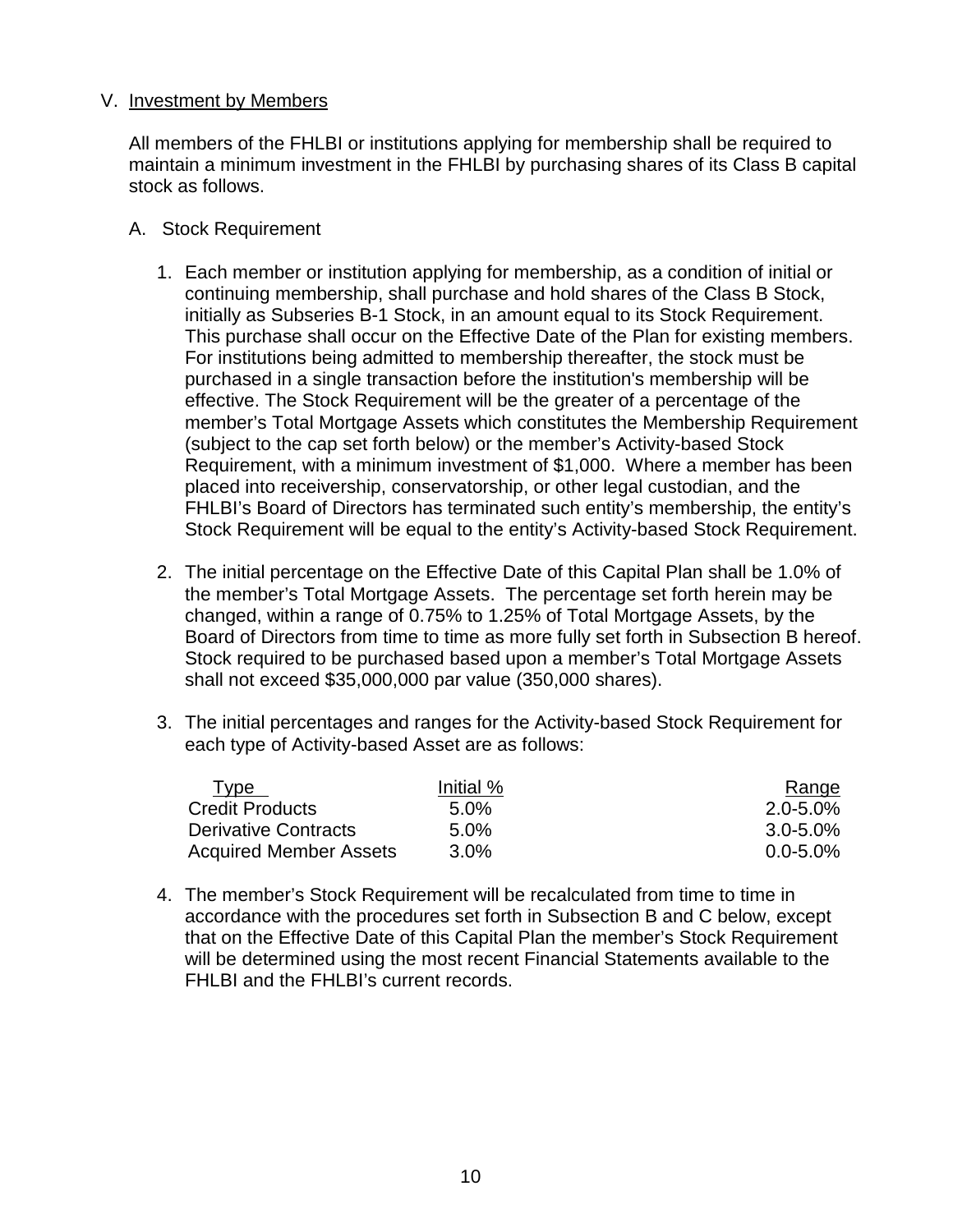## V. Investment by Members

All members of the FHLBI or institutions applying for membership shall be required to maintain a minimum investment in the FHLBI by purchasing shares of its Class B capital stock as follows.

### A. Stock Requirement

1. Each member or institution applying for membership, as a condition of initial or continuing membership, shall purchase and hold shares of the Class B Stock, initially as Subseries B-1 Stock, in an amount equal to its Stock Requirement. This purchase shall occur on the Effective Date of the Plan for existing members. For institutions being admitted to membership thereafter, the stock must be purchased in a single transaction before the institution's membership will be effective. The Stock Requirement will be the greater of a percentage of the member's Total Mortgage Assets which constitutes the Membership Requirement (subject to the cap set forth below) or the member's Activity-based Stock Requirement, with a minimum investment of $1,000. Where a member has been placed into receivership, conservatorship, or other legal custodian, and the FHLBI's Board of Directors has terminated such entity's membership, the entity's Stock Requirement will be equal to the entity's Activity-based Stock Requirement.

2. The initial percentage on the Effective Date of this Capital Plan shall be 1.0% of the member's Total Mortgage Assets. The percentage set forth herein may be changed, within a range of 0.75% to 1.25% of Total Mortgage Assets, by the Board of Directors from time to time as more fully set forth in Subsection B hereof. Stock required to be purchased based upon a member's Total Mortgage Assets shall not exceed $35,000,000 par value (350,000 shares).

3. The initial percentages and ranges for the Activity-based Stock Requirement for each type of Activity-based Asset are as follows:

| Type | Initial % | Range |
|---|---|---|
| Credit Products | 5.0% | 2.0-5.0% |
| Derivative Contracts | 5.0% | 3.0-5.0% |
| Acquired Member Assets | 3.0% | 0.0-5.0% |

4. The member's Stock Requirement will be recalculated from time to time in accordance with the procedures set forth in Subsection B and C below, except that on the Effective Date of this Capital Plan the member's Stock Requirement will be determined using the most recent Financial Statements available to the FHLBI and the FHLBI's current records.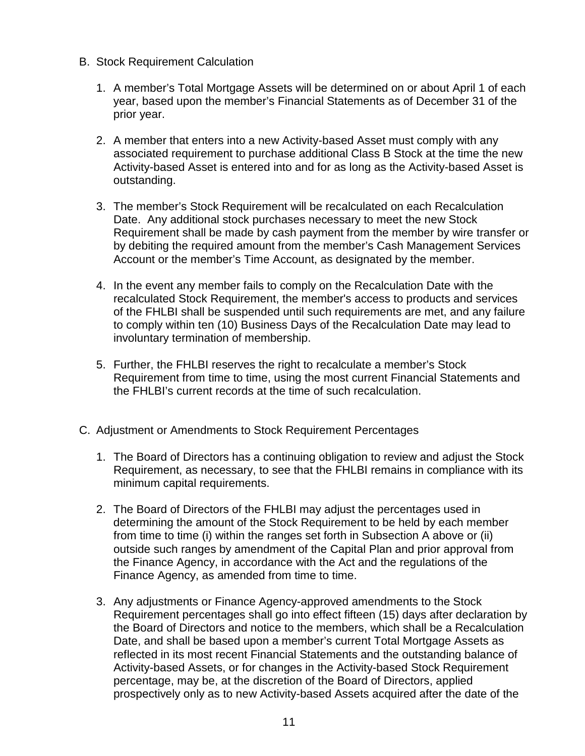B. Stock Requirement Calculation

1. A member's Total Mortgage Assets will be determined on or about April 1 of each year, based upon the member's Financial Statements as of December 31 of the prior year.

2. A member that enters into a new Activity-based Asset must comply with any associated requirement to purchase additional Class B Stock at the time the new Activity-based Asset is entered into and for as long as the Activity-based Asset is outstanding.

3. The member's Stock Requirement will be recalculated on each Recalculation Date. Any additional stock purchases necessary to meet the new Stock Requirement shall be made by cash payment from the member by wire transfer or by debiting the required amount from the member's Cash Management Services Account or the member's Time Account, as designated by the member.

4. In the event any member fails to comply on the Recalculation Date with the recalculated Stock Requirement, the member's access to products and services of the FHLBI shall be suspended until such requirements are met, and any failure to comply within ten (10) Business Days of the Recalculation Date may lead to involuntary termination of membership.

5. Further, the FHLBI reserves the right to recalculate a member's Stock Requirement from time to time, using the most current Financial Statements and the FHLBI's current records at the time of such recalculation.

C. Adjustment or Amendments to Stock Requirement Percentages

1. The Board of Directors has a continuing obligation to review and adjust the Stock Requirement, as necessary, to see that the FHLBI remains in compliance with its minimum capital requirements.

2. The Board of Directors of the FHLBI may adjust the percentages used in determining the amount of the Stock Requirement to be held by each member from time to time (i) within the ranges set forth in Subsection A above or (ii) outside such ranges by amendment of the Capital Plan and prior approval from the Finance Agency, in accordance with the Act and the regulations of the Finance Agency, as amended from time to time.

3. Any adjustments or Finance Agency-approved amendments to the Stock Requirement percentages shall go into effect fifteen (15) days after declaration by the Board of Directors and notice to the members, which shall be a Recalculation Date, and shall be based upon a member's current Total Mortgage Assets as reflected in its most recent Financial Statements and the outstanding balance of Activity-based Assets, or for changes in the Activity-based Stock Requirement percentage, may be, at the discretion of the Board of Directors, applied prospectively only as to new Activity-based Assets acquired after the date of the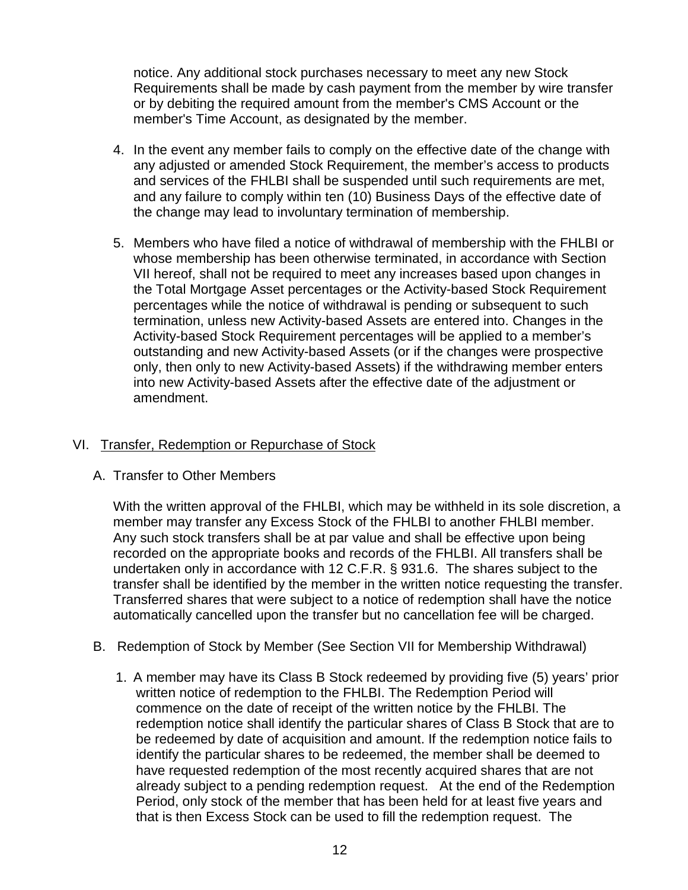notice. Any additional stock purchases necessary to meet any new Stock Requirements shall be made by cash payment from the member by wire transfer or by debiting the required amount from the member's CMS Account or the member's Time Account, as designated by the member.

4. In the event any member fails to comply on the effective date of the change with any adjusted or amended Stock Requirement, the member's access to products and services of the FHLBI shall be suspended until such requirements are met, and any failure to comply within ten (10) Business Days of the effective date of the change may lead to involuntary termination of membership.

5. Members who have filed a notice of withdrawal of membership with the FHLBI or whose membership has been otherwise terminated, in accordance with Section VII hereof, shall not be required to meet any increases based upon changes in the Total Mortgage Asset percentages or the Activity-based Stock Requirement percentages while the notice of withdrawal is pending or subsequent to such termination, unless new Activity-based Assets are entered into. Changes in the Activity-based Stock Requirement percentages will be applied to a member's outstanding and new Activity-based Assets (or if the changes were prospective only, then only to new Activity-based Assets) if the withdrawing member enters into new Activity-based Assets after the effective date of the adjustment or amendment.

## VI. Transfer, Redemption or Repurchase of Stock

### A. Transfer to Other Members

With the written approval of the FHLBI, which may be withheld in its sole discretion, a member may transfer any Excess Stock of the FHLBI to another FHLBI member. Any such stock transfers shall be at par value and shall be effective upon being recorded on the appropriate books and records of the FHLBI. All transfers shall be undertaken only in accordance with 12 C.F.R. § 931.6. The shares subject to the transfer shall be identified by the member in the written notice requesting the transfer. Transferred shares that were subject to a notice of redemption shall have the notice automatically cancelled upon the transfer but no cancellation fee will be charged.

### B. Redemption of Stock by Member (See Section VII for Membership Withdrawal)

1. A member may have its Class B Stock redeemed by providing five (5) years' prior written notice of redemption to the FHLBI. The Redemption Period will commence on the date of receipt of the written notice by the FHLBI. The redemption notice shall identify the particular shares of Class B Stock that are to be redeemed by date of acquisition and amount. If the redemption notice fails to identify the particular shares to be redeemed, the member shall be deemed to have requested redemption of the most recently acquired shares that are not already subject to a pending redemption request. At the end of the Redemption Period, only stock of the member that has been held for at least five years and that is then Excess Stock can be used to fill the redemption request. The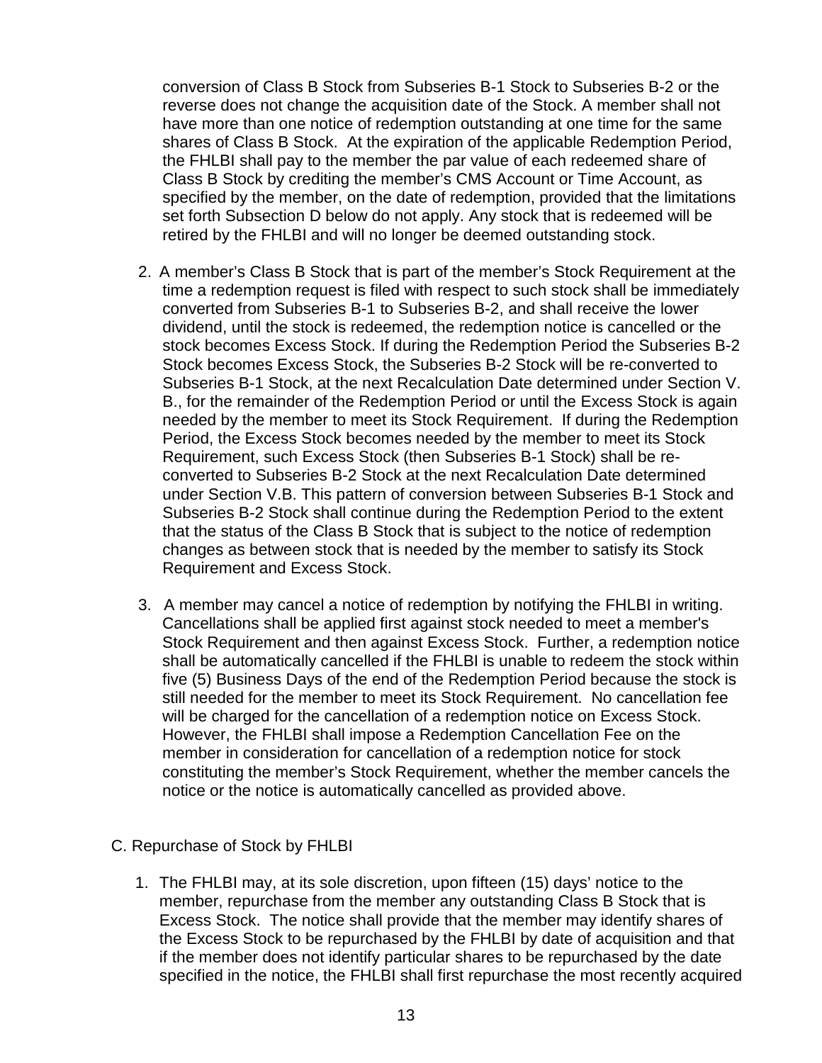conversion of Class B Stock from Subseries B-1 Stock to Subseries B-2 or the reverse does not change the acquisition date of the Stock. A member shall not have more than one notice of redemption outstanding at one time for the same shares of Class B Stock. At the expiration of the applicable Redemption Period, the FHLBI shall pay to the member the par value of each redeemed share of Class B Stock by crediting the member's CMS Account or Time Account, as specified by the member, on the date of redemption, provided that the limitations set forth Subsection D below do not apply. Any stock that is redeemed will be retired by the FHLBI and will no longer be deemed outstanding stock.

2. A member's Class B Stock that is part of the member's Stock Requirement at the time a redemption request is filed with respect to such stock shall be immediately converted from Subseries B-1 to Subseries B-2, and shall receive the lower dividend, until the stock is redeemed, the redemption notice is cancelled or the stock becomes Excess Stock. If during the Redemption Period the Subseries B-2 Stock becomes Excess Stock, the Subseries B-2 Stock will be re-converted to Subseries B-1 Stock, at the next Recalculation Date determined under Section V. B., for the remainder of the Redemption Period or until the Excess Stock is again needed by the member to meet its Stock Requirement. If during the Redemption Period, the Excess Stock becomes needed by the member to meet its Stock Requirement, such Excess Stock (then Subseries B-1 Stock) shall be re-converted to Subseries B-2 Stock at the next Recalculation Date determined under Section V.B. This pattern of conversion between Subseries B-1 Stock and Subseries B-2 Stock shall continue during the Redemption Period to the extent that the status of the Class B Stock that is subject to the notice of redemption changes as between stock that is needed by the member to satisfy its Stock Requirement and Excess Stock.

3. A member may cancel a notice of redemption by notifying the FHLBI in writing. Cancellations shall be applied first against stock needed to meet a member's Stock Requirement and then against Excess Stock. Further, a redemption notice shall be automatically cancelled if the FHLBI is unable to redeem the stock within five (5) Business Days of the end of the Redemption Period because the stock is still needed for the member to meet its Stock Requirement. No cancellation fee will be charged for the cancellation of a redemption notice on Excess Stock. However, the FHLBI shall impose a Redemption Cancellation Fee on the member in consideration for cancellation of a redemption notice for stock constituting the member's Stock Requirement, whether the member cancels the notice or the notice is automatically cancelled as provided above.

C. Repurchase of Stock by FHLBI

1. The FHLBI may, at its sole discretion, upon fifteen (15) days' notice to the member, repurchase from the member any outstanding Class B Stock that is Excess Stock. The notice shall provide that the member may identify shares of the Excess Stock to be repurchased by the FHLBI by date of acquisition and that if the member does not identify particular shares to be repurchased by the date specified in the notice, the FHLBI shall first repurchase the most recently acquired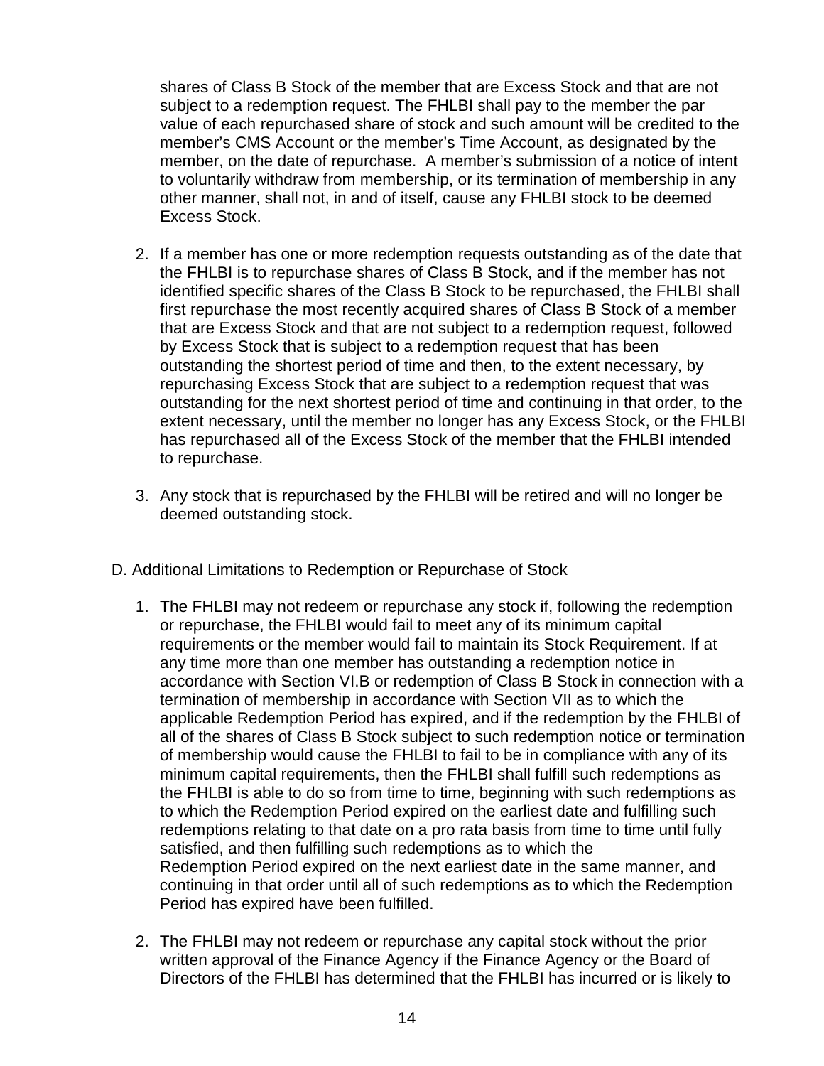shares of Class B Stock of the member that are Excess Stock and that are not subject to a redemption request. The FHLBI shall pay to the member the par value of each repurchased share of stock and such amount will be credited to the member's CMS Account or the member's Time Account, as designated by the member, on the date of repurchase. A member's submission of a notice of intent to voluntarily withdraw from membership, or its termination of membership in any other manner, shall not, in and of itself, cause any FHLBI stock to be deemed Excess Stock.

2. If a member has one or more redemption requests outstanding as of the date that the FHLBI is to repurchase shares of Class B Stock, and if the member has not identified specific shares of the Class B Stock to be repurchased, the FHLBI shall first repurchase the most recently acquired shares of Class B Stock of a member that are Excess Stock and that are not subject to a redemption request, followed by Excess Stock that is subject to a redemption request that has been outstanding the shortest period of time and then, to the extent necessary, by repurchasing Excess Stock that are subject to a redemption request that was outstanding for the next shortest period of time and continuing in that order, to the extent necessary, until the member no longer has any Excess Stock, or the FHLBI has repurchased all of the Excess Stock of the member that the FHLBI intended to repurchase.

3. Any stock that is repurchased by the FHLBI will be retired and will no longer be deemed outstanding stock.

D. Additional Limitations to Redemption or Repurchase of Stock

1. The FHLBI may not redeem or repurchase any stock if, following the redemption or repurchase, the FHLBI would fail to meet any of its minimum capital requirements or the member would fail to maintain its Stock Requirement. If at any time more than one member has outstanding a redemption notice in accordance with Section VI.B or redemption of Class B Stock in connection with a termination of membership in accordance with Section VII as to which the applicable Redemption Period has expired, and if the redemption by the FHLBI of all of the shares of Class B Stock subject to such redemption notice or termination of membership would cause the FHLBI to fail to be in compliance with any of its minimum capital requirements, then the FHLBI shall fulfill such redemptions as the FHLBI is able to do so from time to time, beginning with such redemptions as to which the Redemption Period expired on the earliest date and fulfilling such redemptions relating to that date on a pro rata basis from time to time until fully satisfied, and then fulfilling such redemptions as to which the Redemption Period expired on the next earliest date in the same manner, and continuing in that order until all of such redemptions as to which the Redemption Period has expired have been fulfilled.

2. The FHLBI may not redeem or repurchase any capital stock without the prior written approval of the Finance Agency if the Finance Agency or the Board of Directors of the FHLBI has determined that the FHLBI has incurred or is likely to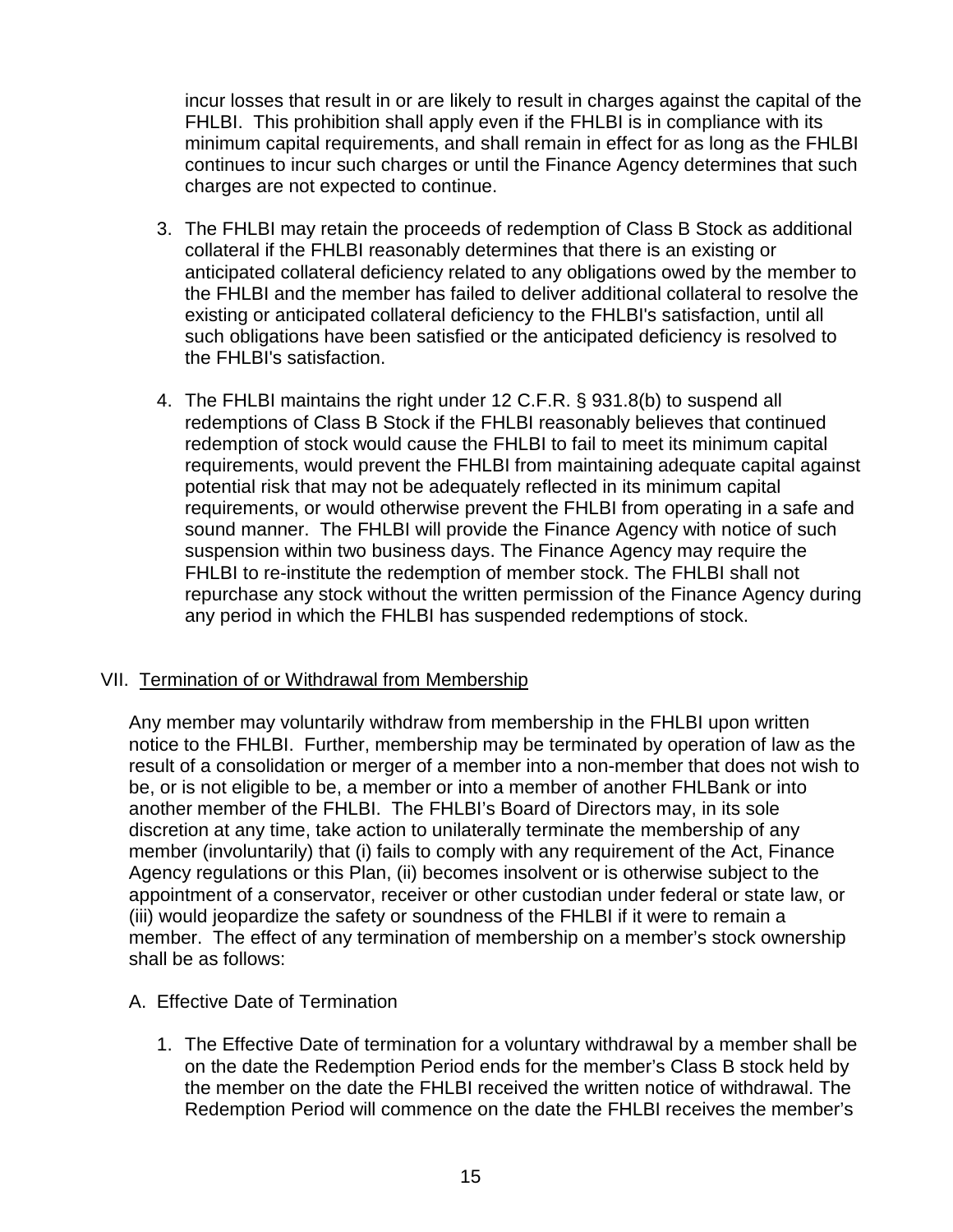incur losses that result in or are likely to result in charges against the capital of the FHLBI. This prohibition shall apply even if the FHLBI is in compliance with its minimum capital requirements, and shall remain in effect for as long as the FHLBI continues to incur such charges or until the Finance Agency determines that such charges are not expected to continue.

3. The FHLBI may retain the proceeds of redemption of Class B Stock as additional collateral if the FHLBI reasonably determines that there is an existing or anticipated collateral deficiency related to any obligations owed by the member to the FHLBI and the member has failed to deliver additional collateral to resolve the existing or anticipated collateral deficiency to the FHLBI's satisfaction, until all such obligations have been satisfied or the anticipated deficiency is resolved to the FHLBI's satisfaction.

4. The FHLBI maintains the right under 12 C.F.R. § 931.8(b) to suspend all redemptions of Class B Stock if the FHLBI reasonably believes that continued redemption of stock would cause the FHLBI to fail to meet its minimum capital requirements, would prevent the FHLBI from maintaining adequate capital against potential risk that may not be adequately reflected in its minimum capital requirements, or would otherwise prevent the FHLBI from operating in a safe and sound manner. The FHLBI will provide the Finance Agency with notice of such suspension within two business days. The Finance Agency may require the FHLBI to re-institute the redemption of member stock. The FHLBI shall not repurchase any stock without the written permission of the Finance Agency during any period in which the FHLBI has suspended redemptions of stock.

## VII. Termination of or Withdrawal from Membership

Any member may voluntarily withdraw from membership in the FHLBI upon written notice to the FHLBI. Further, membership may be terminated by operation of law as the result of a consolidation or merger of a member into a non-member that does not wish to be, or is not eligible to be, a member or into a member of another FHLBank or into another member of the FHLBI. The FHLBI's Board of Directors may, in its sole discretion at any time, take action to unilaterally terminate the membership of any member (involuntarily) that (i) fails to comply with any requirement of the Act, Finance Agency regulations or this Plan, (ii) becomes insolvent or is otherwise subject to the appointment of a conservator, receiver or other custodian under federal or state law, or (iii) would jeopardize the safety or soundness of the FHLBI if it were to remain a member. The effect of any termination of membership on a member's stock ownership shall be as follows:

### A. Effective Date of Termination

1. The Effective Date of termination for a voluntary withdrawal by a member shall be on the date the Redemption Period ends for the member's Class B stock held by the member on the date the FHLBI received the written notice of withdrawal. The Redemption Period will commence on the date the FHLBI receives the member's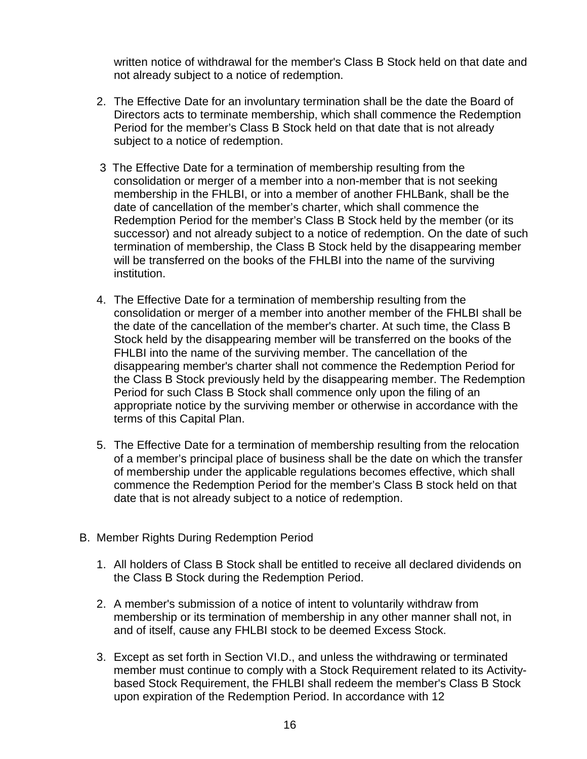written notice of withdrawal for the member's Class B Stock held on that date and not already subject to a notice of redemption.

2. The Effective Date for an involuntary termination shall be the date the Board of Directors acts to terminate membership, which shall commence the Redemption Period for the member's Class B Stock held on that date that is not already subject to a notice of redemption.

3. The Effective Date for a termination of membership resulting from the consolidation or merger of a member into a non-member that is not seeking membership in the FHLBI, or into a member of another FHLBank, shall be the date of cancellation of the member's charter, which shall commence the Redemption Period for the member's Class B Stock held by the member (or its successor) and not already subject to a notice of redemption. On the date of such termination of membership, the Class B Stock held by the disappearing member will be transferred on the books of the FHLBI into the name of the surviving institution.

4. The Effective Date for a termination of membership resulting from the consolidation or merger of a member into another member of the FHLBI shall be the date of the cancellation of the member's charter. At such time, the Class B Stock held by the disappearing member will be transferred on the books of the FHLBI into the name of the surviving member. The cancellation of the disappearing member's charter shall not commence the Redemption Period for the Class B Stock previously held by the disappearing member. The Redemption Period for such Class B Stock shall commence only upon the filing of an appropriate notice by the surviving member or otherwise in accordance with the terms of this Capital Plan.

5. The Effective Date for a termination of membership resulting from the relocation of a member's principal place of business shall be the date on which the transfer of membership under the applicable regulations becomes effective, which shall commence the Redemption Period for the member's Class B stock held on that date that is not already subject to a notice of redemption.

B. Member Rights During Redemption Period

1. All holders of Class B Stock shall be entitled to receive all declared dividends on the Class B Stock during the Redemption Period.

2. A member's submission of a notice of intent to voluntarily withdraw from membership or its termination of membership in any other manner shall not, in and of itself, cause any FHLBI stock to be deemed Excess Stock.

3. Except as set forth in Section VI.D., and unless the withdrawing or terminated member must continue to comply with a Stock Requirement related to its Activity-based Stock Requirement, the FHLBI shall redeem the member's Class B Stock upon expiration of the Redemption Period. In accordance with 12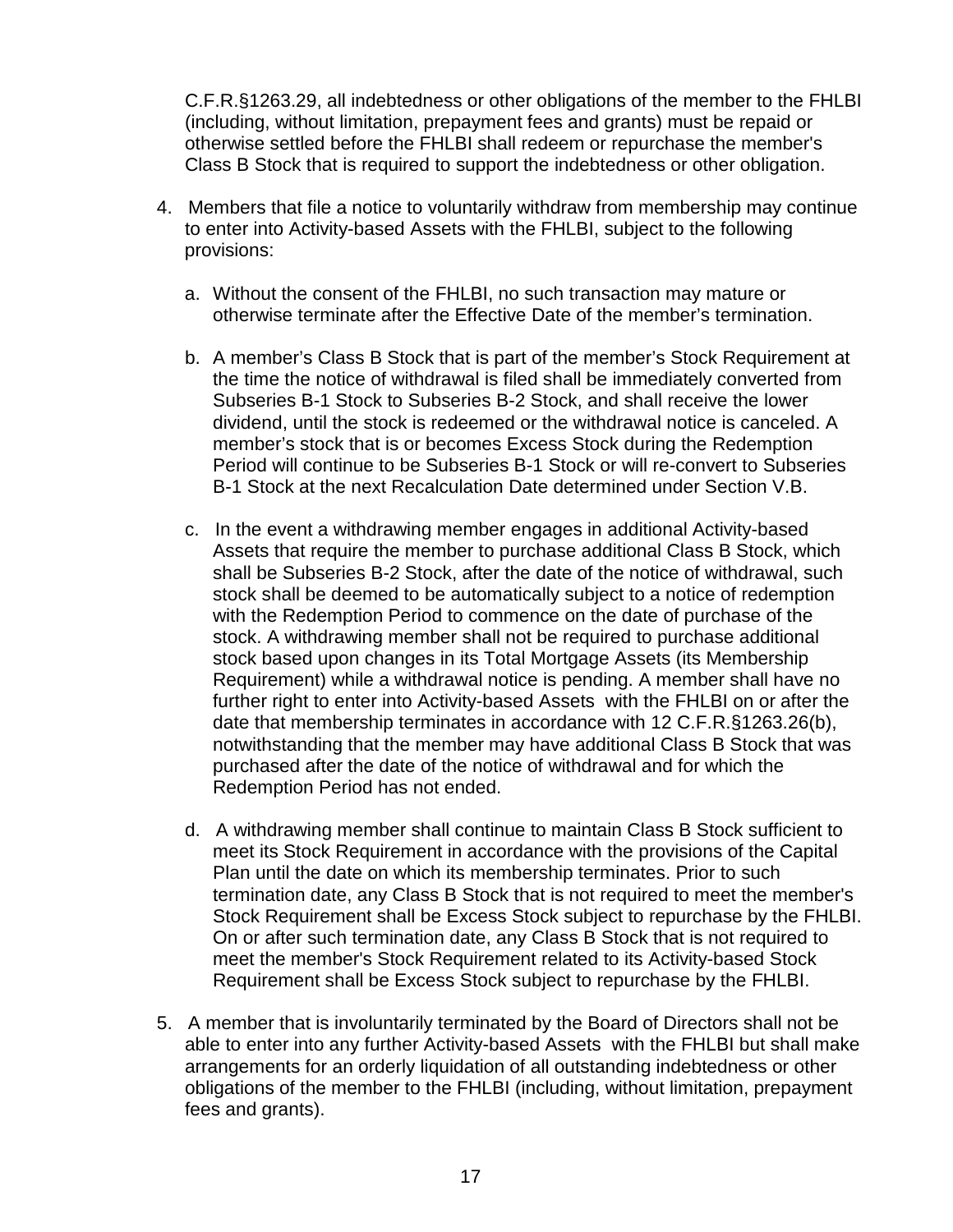C.F.R.§1263.29, all indebtedness or other obligations of the member to the FHLBI (including, without limitation, prepayment fees and grants) must be repaid or otherwise settled before the FHLBI shall redeem or repurchase the member's Class B Stock that is required to support the indebtedness or other obligation.

4. Members that file a notice to voluntarily withdraw from membership may continue to enter into Activity-based Assets with the FHLBI, subject to the following provisions:

   a. Without the consent of the FHLBI, no such transaction may mature or otherwise terminate after the Effective Date of the member's termination.

   b. A member's Class B Stock that is part of the member's Stock Requirement at the time the notice of withdrawal is filed shall be immediately converted from Subseries B-1 Stock to Subseries B-2 Stock, and shall receive the lower dividend, until the stock is redeemed or the withdrawal notice is canceled. A member's stock that is or becomes Excess Stock during the Redemption Period will continue to be Subseries B-1 Stock or will re-convert to Subseries B-1 Stock at the next Recalculation Date determined under Section V.B.

   c. In the event a withdrawing member engages in additional Activity-based Assets that require the member to purchase additional Class B Stock, which shall be Subseries B-2 Stock, after the date of the notice of withdrawal, such stock shall be deemed to be automatically subject to a notice of redemption with the Redemption Period to commence on the date of purchase of the stock. A withdrawing member shall not be required to purchase additional stock based upon changes in its Total Mortgage Assets (its Membership Requirement) while a withdrawal notice is pending. A member shall have no further right to enter into Activity-based Assets with the FHLBI on or after the date that membership terminates in accordance with 12 C.F.R.§1263.26(b), notwithstanding that the member may have additional Class B Stock that was purchased after the date of the notice of withdrawal and for which the Redemption Period has not ended.

   d. A withdrawing member shall continue to maintain Class B Stock sufficient to meet its Stock Requirement in accordance with the provisions of the Capital Plan until the date on which its membership terminates. Prior to such termination date, any Class B Stock that is not required to meet the member's Stock Requirement shall be Excess Stock subject to repurchase by the FHLBI. On or after such termination date, any Class B Stock that is not required to meet the member's Stock Requirement related to its Activity-based Stock Requirement shall be Excess Stock subject to repurchase by the FHLBI.

5. A member that is involuntarily terminated by the Board of Directors shall not be able to enter into any further Activity-based Assets with the FHLBI but shall make arrangements for an orderly liquidation of all outstanding indebtedness or other obligations of the member to the FHLBI (including, without limitation, prepayment fees and grants).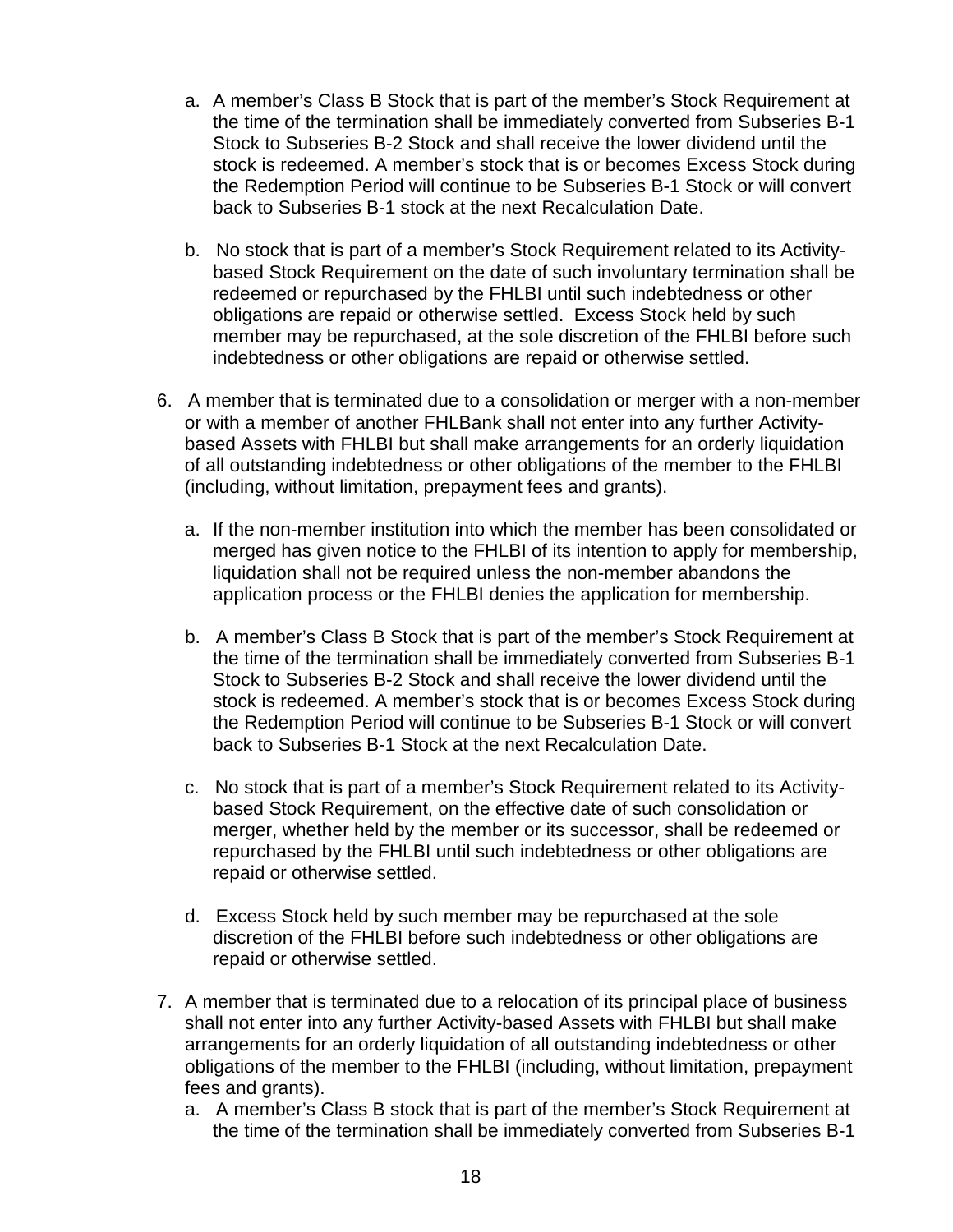a. A member's Class B Stock that is part of the member's Stock Requirement at the time of the termination shall be immediately converted from Subseries B-1 Stock to Subseries B-2 Stock and shall receive the lower dividend until the stock is redeemed. A member's stock that is or becomes Excess Stock during the Redemption Period will continue to be Subseries B-1 Stock or will convert back to Subseries B-1 stock at the next Recalculation Date.

b. No stock that is part of a member's Stock Requirement related to its Activity-based Stock Requirement on the date of such involuntary termination shall be redeemed or repurchased by the FHLBI until such indebtedness or other obligations are repaid or otherwise settled. Excess Stock held by such member may be repurchased, at the sole discretion of the FHLBI before such indebtedness or other obligations are repaid or otherwise settled.

6. A member that is terminated due to a consolidation or merger with a non-member or with a member of another FHLBank shall not enter into any further Activity-based Assets with FHLBI but shall make arrangements for an orderly liquidation of all outstanding indebtedness or other obligations of the member to the FHLBI (including, without limitation, prepayment fees and grants).

   a. If the non-member institution into which the member has been consolidated or merged has given notice to the FHLBI of its intention to apply for membership, liquidation shall not be required unless the non-member abandons the application process or the FHLBI denies the application for membership.

   b. A member's Class B Stock that is part of the member's Stock Requirement at the time of the termination shall be immediately converted from Subseries B-1 Stock to Subseries B-2 Stock and shall receive the lower dividend until the stock is redeemed. A member's stock that is or becomes Excess Stock during the Redemption Period will continue to be Subseries B-1 Stock or will convert back to Subseries B-1 Stock at the next Recalculation Date.

   c. No stock that is part of a member's Stock Requirement related to its Activity-based Stock Requirement, on the effective date of such consolidation or merger, whether held by the member or its successor, shall be redeemed or repurchased by the FHLBI until such indebtedness or other obligations are repaid or otherwise settled.

   d. Excess Stock held by such member may be repurchased at the sole discretion of the FHLBI before such indebtedness or other obligations are repaid or otherwise settled.

7. A member that is terminated due to a relocation of its principal place of business shall not enter into any further Activity-based Assets with FHLBI but shall make arrangements for an orderly liquidation of all outstanding indebtedness or other obligations of the member to the FHLBI (including, without limitation, prepayment fees and grants).

   a. A member's Class B stock that is part of the member's Stock Requirement at the time of the termination shall be immediately converted from Subseries B-1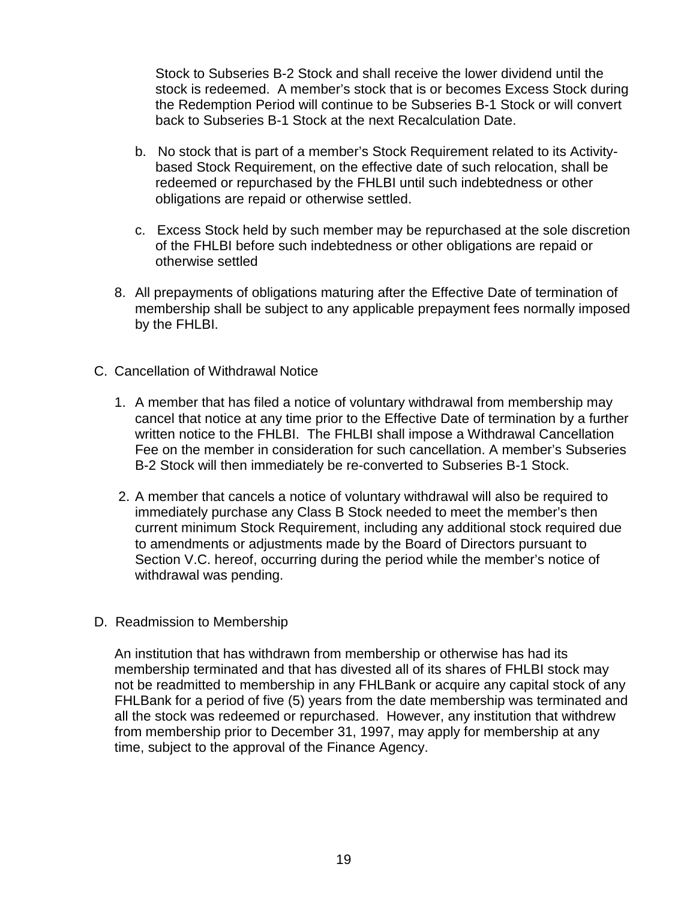Stock to Subseries B-2 Stock and shall receive the lower dividend until the stock is redeemed. A member's stock that is or becomes Excess Stock during the Redemption Period will continue to be Subseries B-1 Stock or will convert back to Subseries B-1 Stock at the next Recalculation Date.

b. No stock that is part of a member's Stock Requirement related to its Activity-based Stock Requirement, on the effective date of such relocation, shall be redeemed or repurchased by the FHLBI until such indebtedness or other obligations are repaid or otherwise settled.

c. Excess Stock held by such member may be repurchased at the sole discretion of the FHLBI before such indebtedness or other obligations are repaid or otherwise settled

8. All prepayments of obligations maturing after the Effective Date of termination of membership shall be subject to any applicable prepayment fees normally imposed by the FHLBI.

C. Cancellation of Withdrawal Notice

1. A member that has filed a notice of voluntary withdrawal from membership may cancel that notice at any time prior to the Effective Date of termination by a further written notice to the FHLBI. The FHLBI shall impose a Withdrawal Cancellation Fee on the member in consideration for such cancellation. A member's Subseries B-2 Stock will then immediately be re-converted to Subseries B-1 Stock.

2. A member that cancels a notice of voluntary withdrawal will also be required to immediately purchase any Class B Stock needed to meet the member's then current minimum Stock Requirement, including any additional stock required due to amendments or adjustments made by the Board of Directors pursuant to Section V.C. hereof, occurring during the period while the member's notice of withdrawal was pending.

D. Readmission to Membership

An institution that has withdrawn from membership or otherwise has had its membership terminated and that has divested all of its shares of FHLBI stock may not be readmitted to membership in any FHLBank or acquire any capital stock of any FHLBank for a period of five (5) years from the date membership was terminated and all the stock was redeemed or repurchased. However, any institution that withdrew from membership prior to December 31, 1997, may apply for membership at any time, subject to the approval of the Finance Agency.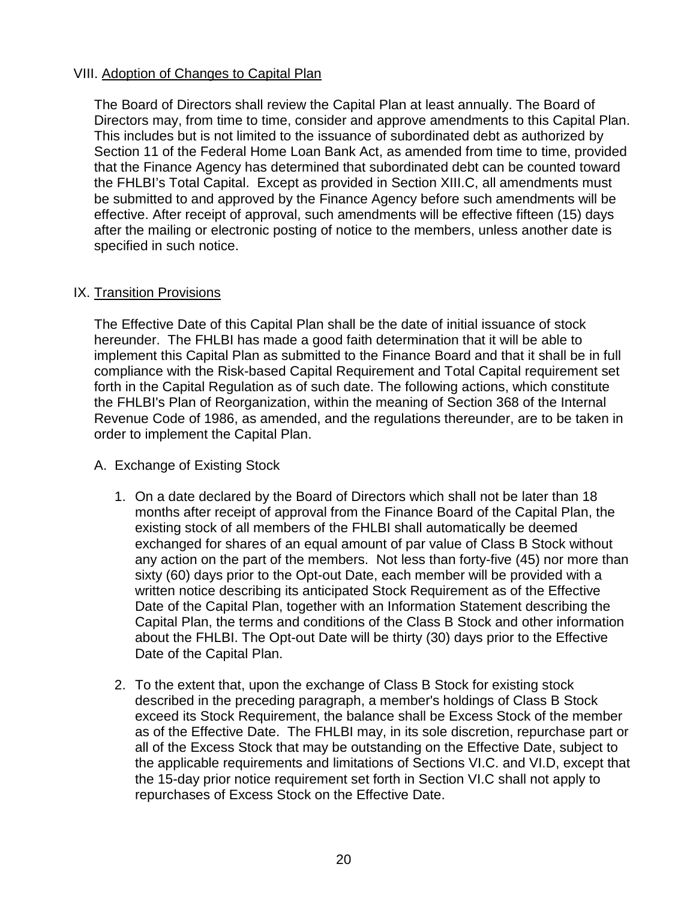## VIII. Adoption of Changes to Capital Plan

The Board of Directors shall review the Capital Plan at least annually. The Board of Directors may, from time to time, consider and approve amendments to this Capital Plan. This includes but is not limited to the issuance of subordinated debt as authorized by Section 11 of the Federal Home Loan Bank Act, as amended from time to time, provided that the Finance Agency has determined that subordinated debt can be counted toward the FHLBI's Total Capital. Except as provided in Section XIII.C, all amendments must be submitted to and approved by the Finance Agency before such amendments will be effective. After receipt of approval, such amendments will be effective fifteen (15) days after the mailing or electronic posting of notice to the members, unless another date is specified in such notice.

## IX. Transition Provisions

The Effective Date of this Capital Plan shall be the date of initial issuance of stock hereunder. The FHLBI has made a good faith determination that it will be able to implement this Capital Plan as submitted to the Finance Board and that it shall be in full compliance with the Risk-based Capital Requirement and Total Capital requirement set forth in the Capital Regulation as of such date. The following actions, which constitute the FHLBI's Plan of Reorganization, within the meaning of Section 368 of the Internal Revenue Code of 1986, as amended, and the regulations thereunder, are to be taken in order to implement the Capital Plan.

A. Exchange of Existing Stock

1. On a date declared by the Board of Directors which shall not be later than 18 months after receipt of approval from the Finance Board of the Capital Plan, the existing stock of all members of the FHLBI shall automatically be deemed exchanged for shares of an equal amount of par value of Class B Stock without any action on the part of the members. Not less than forty-five (45) nor more than sixty (60) days prior to the Opt-out Date, each member will be provided with a written notice describing its anticipated Stock Requirement as of the Effective Date of the Capital Plan, together with an Information Statement describing the Capital Plan, the terms and conditions of the Class B Stock and other information about the FHLBI. The Opt-out Date will be thirty (30) days prior to the Effective Date of the Capital Plan.

2. To the extent that, upon the exchange of Class B Stock for existing stock described in the preceding paragraph, a member's holdings of Class B Stock exceed its Stock Requirement, the balance shall be Excess Stock of the member as of the Effective Date. The FHLBI may, in its sole discretion, repurchase part or all of the Excess Stock that may be outstanding on the Effective Date, subject to the applicable requirements and limitations of Sections VI.C. and VI.D, except that the 15-day prior notice requirement set forth in Section VI.C shall not apply to repurchases of Excess Stock on the Effective Date.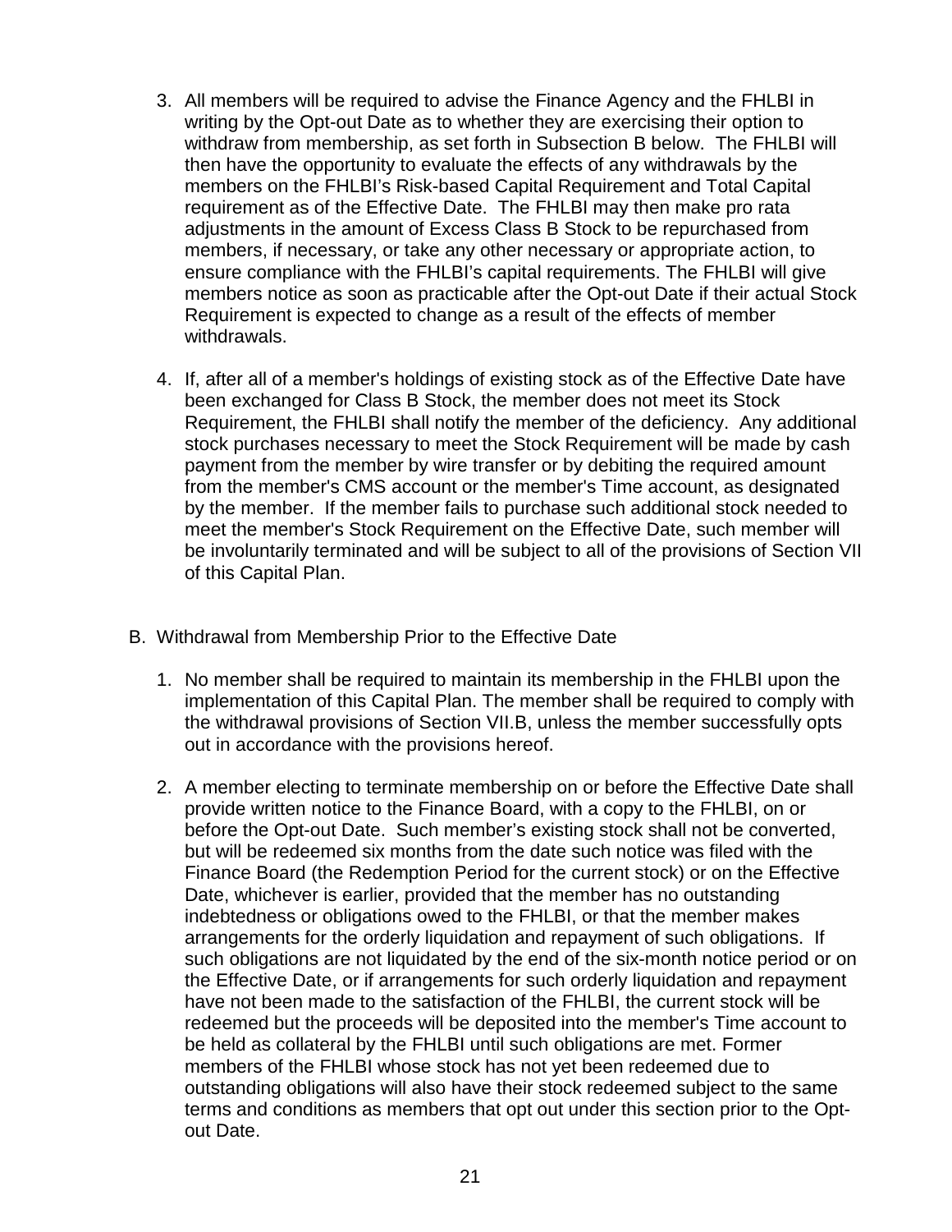3. All members will be required to advise the Finance Agency and the FHLBI in writing by the Opt-out Date as to whether they are exercising their option to withdraw from membership, as set forth in Subsection B below. The FHLBI will then have the opportunity to evaluate the effects of any withdrawals by the members on the FHLBI's Risk-based Capital Requirement and Total Capital requirement as of the Effective Date. The FHLBI may then make pro rata adjustments in the amount of Excess Class B Stock to be repurchased from members, if necessary, or take any other necessary or appropriate action, to ensure compliance with the FHLBI's capital requirements. The FHLBI will give members notice as soon as practicable after the Opt-out Date if their actual Stock Requirement is expected to change as a result of the effects of member withdrawals.

4. If, after all of a member's holdings of existing stock as of the Effective Date have been exchanged for Class B Stock, the member does not meet its Stock Requirement, the FHLBI shall notify the member of the deficiency. Any additional stock purchases necessary to meet the Stock Requirement will be made by cash payment from the member by wire transfer or by debiting the required amount from the member's CMS account or the member's Time account, as designated by the member. If the member fails to purchase such additional stock needed to meet the member's Stock Requirement on the Effective Date, such member will be involuntarily terminated and will be subject to all of the provisions of Section VII of this Capital Plan.

B. Withdrawal from Membership Prior to the Effective Date

1. No member shall be required to maintain its membership in the FHLBI upon the implementation of this Capital Plan. The member shall be required to comply with the withdrawal provisions of Section VII.B, unless the member successfully opts out in accordance with the provisions hereof.

2. A member electing to terminate membership on or before the Effective Date shall provide written notice to the Finance Board, with a copy to the FHLBI, on or before the Opt-out Date. Such member's existing stock shall not be converted, but will be redeemed six months from the date such notice was filed with the Finance Board (the Redemption Period for the current stock) or on the Effective Date, whichever is earlier, provided that the member has no outstanding indebtedness or obligations owed to the FHLBI, or that the member makes arrangements for the orderly liquidation and repayment of such obligations. If such obligations are not liquidated by the end of the six-month notice period or on the Effective Date, or if arrangements for such orderly liquidation and repayment have not been made to the satisfaction of the FHLBI, the current stock will be redeemed but the proceeds will be deposited into the member's Time account to be held as collateral by the FHLBI until such obligations are met. Former members of the FHLBI whose stock has not yet been redeemed due to outstanding obligations will also have their stock redeemed subject to the same terms and conditions as members that opt out under this section prior to the Opt-out Date.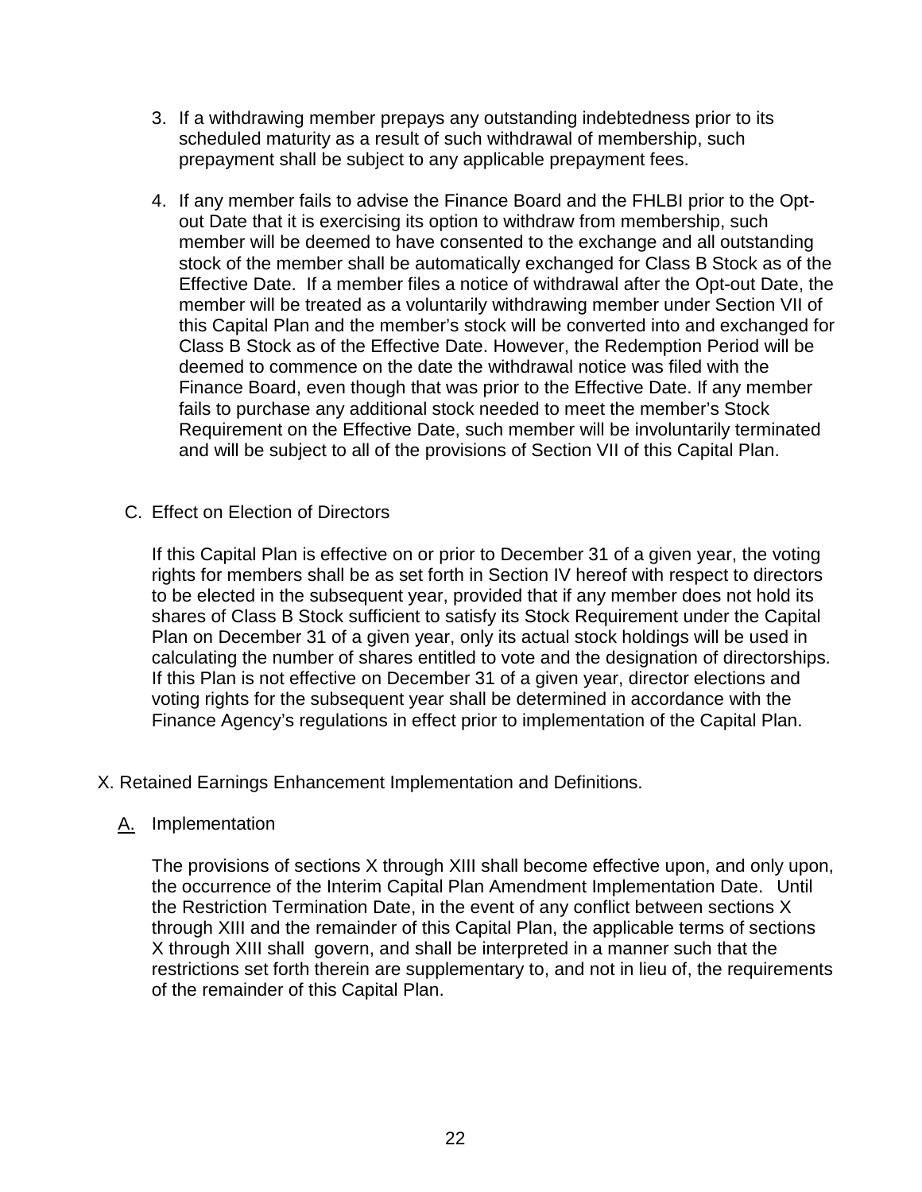3. If a withdrawing member prepays any outstanding indebtedness prior to its scheduled maturity as a result of such withdrawal of membership, such prepayment shall be subject to any applicable prepayment fees.

4. If any member fails to advise the Finance Board and the FHLBI prior to the Opt-out Date that it is exercising its option to withdraw from membership, such member will be deemed to have consented to the exchange and all outstanding stock of the member shall be automatically exchanged for Class B Stock as of the Effective Date. If a member files a notice of withdrawal after the Opt-out Date, the member will be treated as a voluntarily withdrawing member under Section VII of this Capital Plan and the member's stock will be converted into and exchanged for Class B Stock as of the Effective Date. However, the Redemption Period will be deemed to commence on the date the withdrawal notice was filed with the Finance Board, even though that was prior to the Effective Date. If any member fails to purchase any additional stock needed to meet the member's Stock Requirement on the Effective Date, such member will be involuntarily terminated and will be subject to all of the provisions of Section VII of this Capital Plan.

C. Effect on Election of Directors

If this Capital Plan is effective on or prior to December 31 of a given year, the voting rights for members shall be as set forth in Section IV hereof with respect to directors to be elected in the subsequent year, provided that if any member does not hold its shares of Class B Stock sufficient to satisfy its Stock Requirement under the Capital Plan on December 31 of a given year, only its actual stock holdings will be used in calculating the number of shares entitled to vote and the designation of directorships. If this Plan is not effective on December 31 of a given year, director elections and voting rights for the subsequent year shall be determined in accordance with the Finance Agency's regulations in effect prior to implementation of the Capital Plan.

X. Retained Earnings Enhancement Implementation and Definitions.

A. Implementation

The provisions of sections X through XIII shall become effective upon, and only upon, the occurrence of the Interim Capital Plan Amendment Implementation Date. Until the Restriction Termination Date, in the event of any conflict between sections X through XIII and the remainder of this Capital Plan, the applicable terms of sections X through XIII shall govern, and shall be interpreted in a manner such that the restrictions set forth therein are supplementary to, and not in lieu of, the requirements of the remainder of this Capital Plan.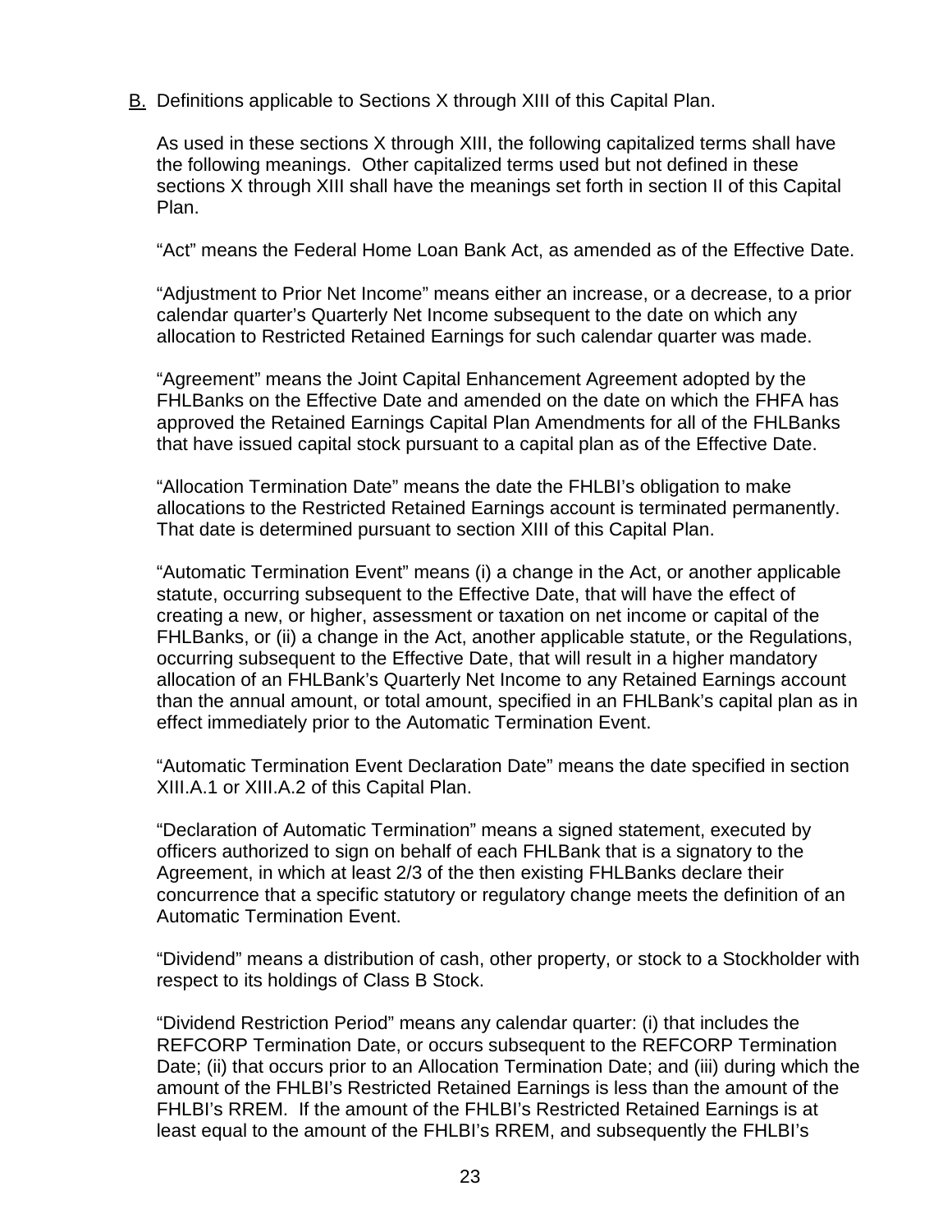B. Definitions applicable to Sections X through XIII of this Capital Plan.

As used in these sections X through XIII, the following capitalized terms shall have the following meanings. Other capitalized terms used but not defined in these sections X through XIII shall have the meanings set forth in section II of this Capital Plan.

"Act" means the Federal Home Loan Bank Act, as amended as of the Effective Date.

"Adjustment to Prior Net Income" means either an increase, or a decrease, to a prior calendar quarter's Quarterly Net Income subsequent to the date on which any allocation to Restricted Retained Earnings for such calendar quarter was made.

"Agreement" means the Joint Capital Enhancement Agreement adopted by the FHLBanks on the Effective Date and amended on the date on which the FHFA has approved the Retained Earnings Capital Plan Amendments for all of the FHLBanks that have issued capital stock pursuant to a capital plan as of the Effective Date.

"Allocation Termination Date" means the date the FHLBI's obligation to make allocations to the Restricted Retained Earnings account is terminated permanently. That date is determined pursuant to section XIII of this Capital Plan.

"Automatic Termination Event" means (i) a change in the Act, or another applicable statute, occurring subsequent to the Effective Date, that will have the effect of creating a new, or higher, assessment or taxation on net income or capital of the FHLBanks, or (ii) a change in the Act, another applicable statute, or the Regulations, occurring subsequent to the Effective Date, that will result in a higher mandatory allocation of an FHLBank's Quarterly Net Income to any Retained Earnings account than the annual amount, or total amount, specified in an FHLBank's capital plan as in effect immediately prior to the Automatic Termination Event.

"Automatic Termination Event Declaration Date" means the date specified in section XIII.A.1 or XIII.A.2 of this Capital Plan.

"Declaration of Automatic Termination" means a signed statement, executed by officers authorized to sign on behalf of each FHLBank that is a signatory to the Agreement, in which at least 2/3 of the then existing FHLBanks declare their concurrence that a specific statutory or regulatory change meets the definition of an Automatic Termination Event.

"Dividend" means a distribution of cash, other property, or stock to a Stockholder with respect to its holdings of Class B Stock.

"Dividend Restriction Period" means any calendar quarter: (i) that includes the REFCORP Termination Date, or occurs subsequent to the REFCORP Termination Date; (ii) that occurs prior to an Allocation Termination Date; and (iii) during which the amount of the FHLBI's Restricted Retained Earnings is less than the amount of the FHLBI's RREM. If the amount of the FHLBI's Restricted Retained Earnings is at least equal to the amount of the FHLBI's RREM, and subsequently the FHLBI's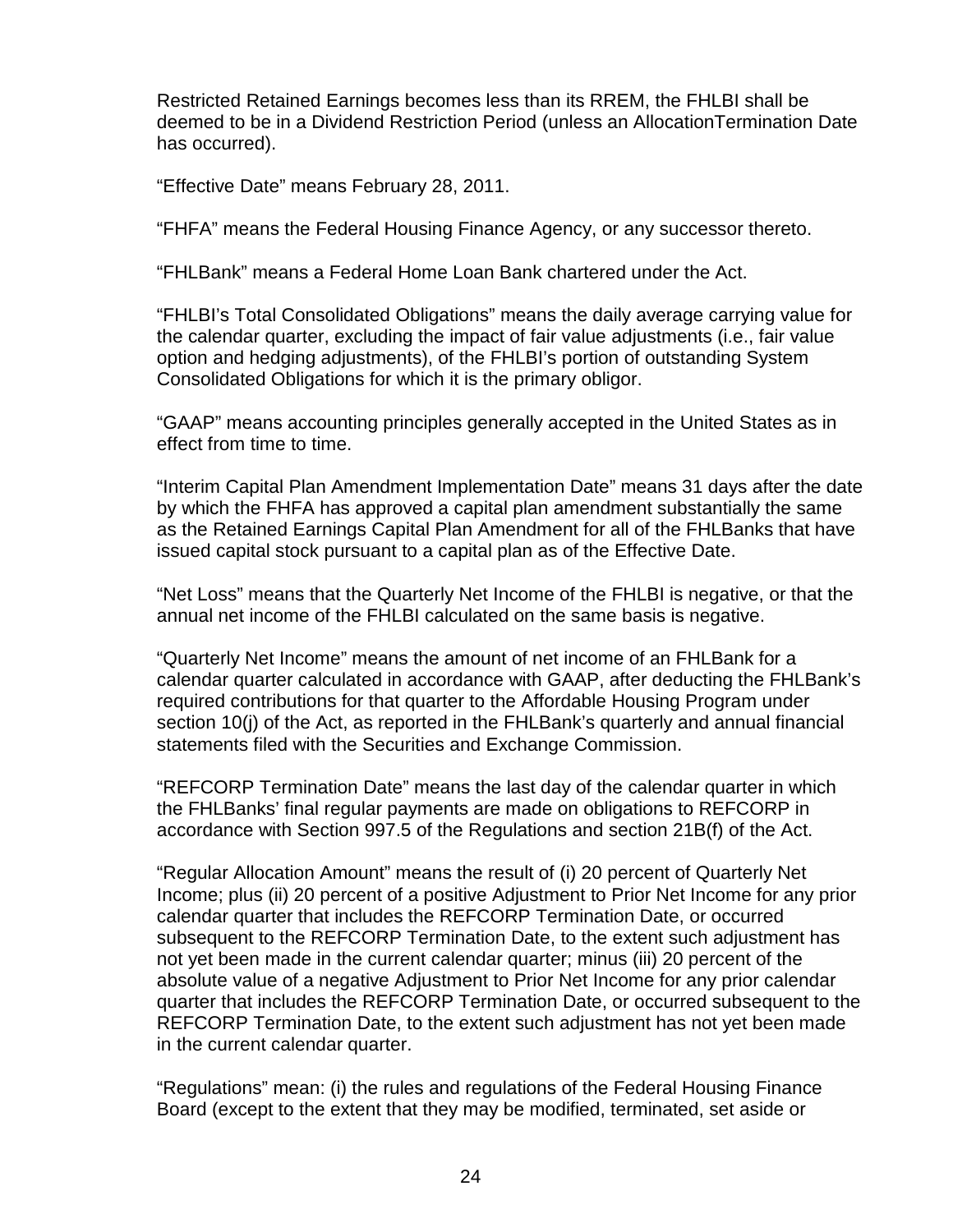Restricted Retained Earnings becomes less than its RREM, the FHLBI shall be deemed to be in a Dividend Restriction Period (unless an AllocationTermination Date has occurred).

“Effective Date” means February 28, 2011.

“FHFA” means the Federal Housing Finance Agency, or any successor thereto.

“FHLBank” means a Federal Home Loan Bank chartered under the Act.

“FHLBI’s Total Consolidated Obligations” means the daily average carrying value for the calendar quarter, excluding the impact of fair value adjustments (i.e., fair value option and hedging adjustments), of the FHLBI’s portion of outstanding System Consolidated Obligations for which it is the primary obligor.

“GAAP” means accounting principles generally accepted in the United States as in effect from time to time.

“Interim Capital Plan Amendment Implementation Date” means 31 days after the date by which the FHFA has approved a capital plan amendment substantially the same as the Retained Earnings Capital Plan Amendment for all of the FHLBanks that have issued capital stock pursuant to a capital plan as of the Effective Date.

“Net Loss” means that the Quarterly Net Income of the FHLBI is negative, or that the annual net income of the FHLBI calculated on the same basis is negative.

“Quarterly Net Income” means the amount of net income of an FHLBank for a calendar quarter calculated in accordance with GAAP, after deducting the FHLBank’s required contributions for that quarter to the Affordable Housing Program under section 10(j) of the Act, as reported in the FHLBank’s quarterly and annual financial statements filed with the Securities and Exchange Commission.

“REFCORP Termination Date” means the last day of the calendar quarter in which the FHLBanks’ final regular payments are made on obligations to REFCORP in accordance with Section 997.5 of the Regulations and section 21B(f) of the Act.

“Regular Allocation Amount” means the result of (i) 20 percent of Quarterly Net Income; plus (ii) 20 percent of a positive Adjustment to Prior Net Income for any prior calendar quarter that includes the REFCORP Termination Date, or occurred subsequent to the REFCORP Termination Date, to the extent such adjustment has not yet been made in the current calendar quarter; minus (iii) 20 percent of the absolute value of a negative Adjustment to Prior Net Income for any prior calendar quarter that includes the REFCORP Termination Date, or occurred subsequent to the REFCORP Termination Date, to the extent such adjustment has not yet been made in the current calendar quarter.

“Regulations” mean: (i) the rules and regulations of the Federal Housing Finance Board (except to the extent that they may be modified, terminated, set aside or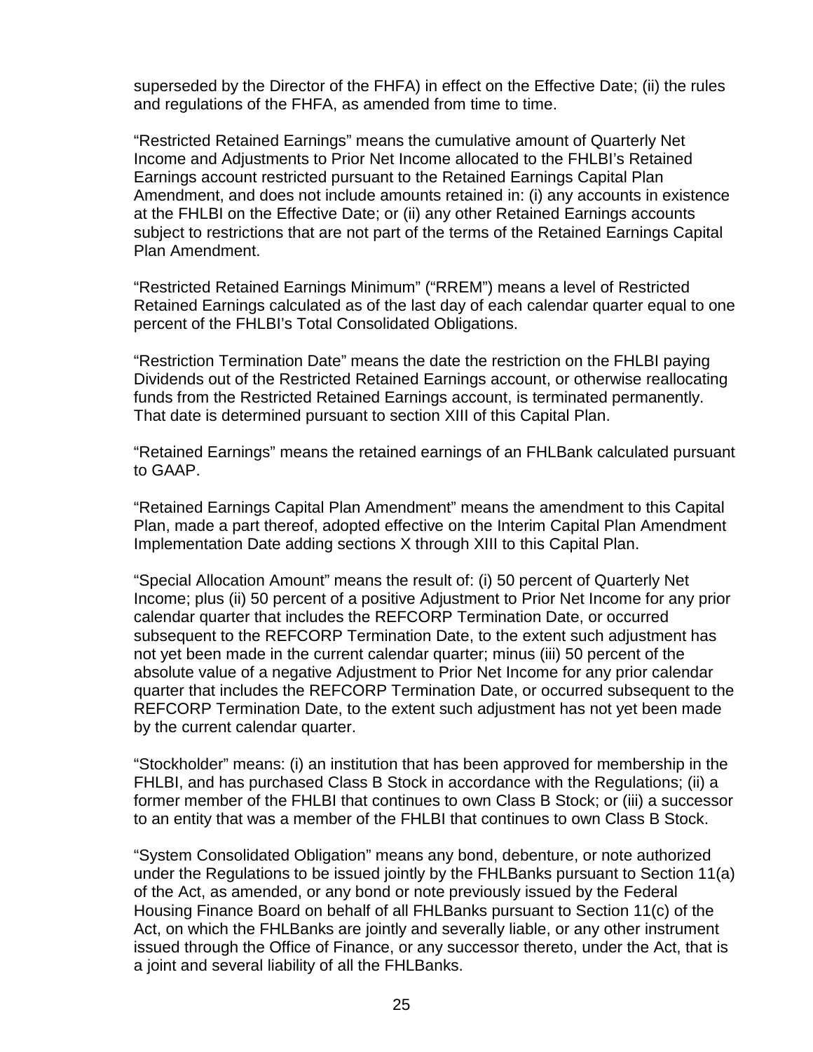superseded by the Director of the FHFA) in effect on the Effective Date; (ii) the rules and regulations of the FHFA, as amended from time to time.

"Restricted Retained Earnings" means the cumulative amount of Quarterly Net Income and Adjustments to Prior Net Income allocated to the FHLBI's Retained Earnings account restricted pursuant to the Retained Earnings Capital Plan Amendment, and does not include amounts retained in: (i) any accounts in existence at the FHLBI on the Effective Date; or (ii) any other Retained Earnings accounts subject to restrictions that are not part of the terms of the Retained Earnings Capital Plan Amendment.

"Restricted Retained Earnings Minimum" ("RREM") means a level of Restricted Retained Earnings calculated as of the last day of each calendar quarter equal to one percent of the FHLBI's Total Consolidated Obligations.

"Restriction Termination Date" means the date the restriction on the FHLBI paying Dividends out of the Restricted Retained Earnings account, or otherwise reallocating funds from the Restricted Retained Earnings account, is terminated permanently. That date is determined pursuant to section XIII of this Capital Plan.

"Retained Earnings" means the retained earnings of an FHLBank calculated pursuant to GAAP.

"Retained Earnings Capital Plan Amendment" means the amendment to this Capital Plan, made a part thereof, adopted effective on the Interim Capital Plan Amendment Implementation Date adding sections X through XIII to this Capital Plan.

"Special Allocation Amount" means the result of: (i) 50 percent of Quarterly Net Income; plus (ii) 50 percent of a positive Adjustment to Prior Net Income for any prior calendar quarter that includes the REFCORP Termination Date, or occurred subsequent to the REFCORP Termination Date, to the extent such adjustment has not yet been made in the current calendar quarter; minus (iii) 50 percent of the absolute value of a negative Adjustment to Prior Net Income for any prior calendar quarter that includes the REFCORP Termination Date, or occurred subsequent to the REFCORP Termination Date, to the extent such adjustment has not yet been made by the current calendar quarter.

"Stockholder" means: (i) an institution that has been approved for membership in the FHLBI, and has purchased Class B Stock in accordance with the Regulations; (ii) a former member of the FHLBI that continues to own Class B Stock; or (iii) a successor to an entity that was a member of the FHLBI that continues to own Class B Stock.

"System Consolidated Obligation" means any bond, debenture, or note authorized under the Regulations to be issued jointly by the FHLBanks pursuant to Section 11(a) of the Act, as amended, or any bond or note previously issued by the Federal Housing Finance Board on behalf of all FHLBanks pursuant to Section 11(c) of the Act, on which the FHLBanks are jointly and severally liable, or any other instrument issued through the Office of Finance, or any successor thereto, under the Act, that is a joint and several liability of all the FHLBanks.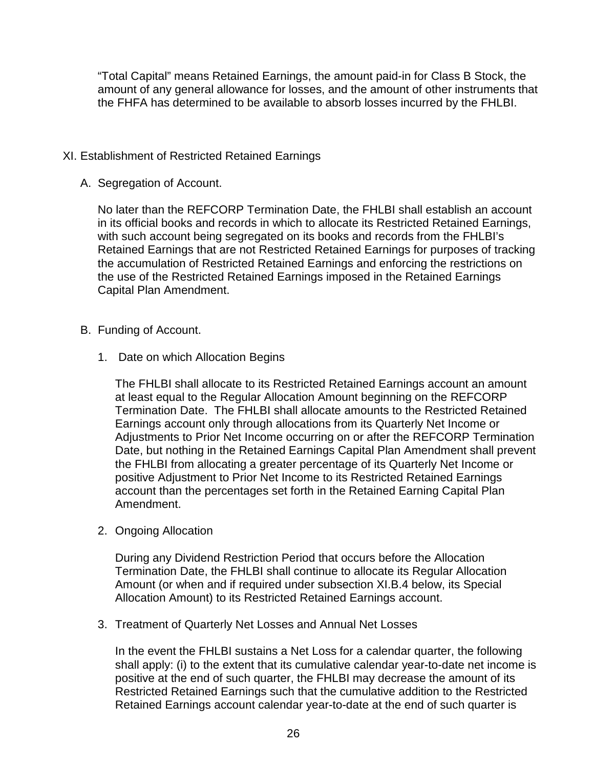"Total Capital" means Retained Earnings, the amount paid-in for Class B Stock, the amount of any general allowance for losses, and the amount of other instruments that the FHFA has determined to be available to absorb losses incurred by the FHLBI.

## XI. Establishment of Restricted Retained Earnings

### A. Segregation of Account.

No later than the REFCORP Termination Date, the FHLBI shall establish an account in its official books and records in which to allocate its Restricted Retained Earnings, with such account being segregated on its books and records from the FHLBI's Retained Earnings that are not Restricted Retained Earnings for purposes of tracking the accumulation of Restricted Retained Earnings and enforcing the restrictions on the use of the Restricted Retained Earnings imposed in the Retained Earnings Capital Plan Amendment.

### B. Funding of Account.

1. Date on which Allocation Begins

   The FHLBI shall allocate to its Restricted Retained Earnings account an amount at least equal to the Regular Allocation Amount beginning on the REFCORP Termination Date. The FHLBI shall allocate amounts to the Restricted Retained Earnings account only through allocations from its Quarterly Net Income or Adjustments to Prior Net Income occurring on or after the REFCORP Termination Date, but nothing in the Retained Earnings Capital Plan Amendment shall prevent the FHLBI from allocating a greater percentage of its Quarterly Net Income or positive Adjustment to Prior Net Income to its Restricted Retained Earnings account than the percentages set forth in the Retained Earning Capital Plan Amendment.

2. Ongoing Allocation

   During any Dividend Restriction Period that occurs before the Allocation Termination Date, the FHLBI shall continue to allocate its Regular Allocation Amount (or when and if required under subsection XI.B.4 below, its Special Allocation Amount) to its Restricted Retained Earnings account.

3. Treatment of Quarterly Net Losses and Annual Net Losses

   In the event the FHLBI sustains a Net Loss for a calendar quarter, the following shall apply: (i) to the extent that its cumulative calendar year-to-date net income is positive at the end of such quarter, the FHLBI may decrease the amount of its Restricted Retained Earnings such that the cumulative addition to the Restricted Retained Earnings account calendar year-to-date at the end of such quarter is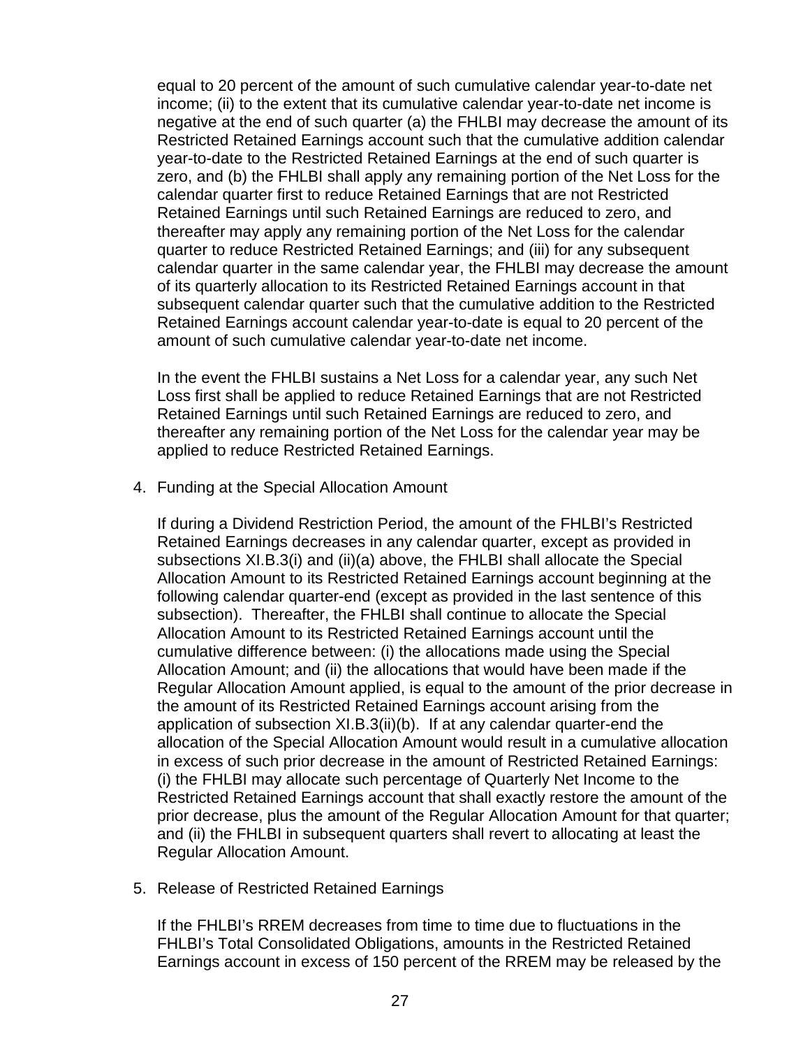equal to 20 percent of the amount of such cumulative calendar year-to-date net income; (ii) to the extent that its cumulative calendar year-to-date net income is negative at the end of such quarter (a) the FHLBI may decrease the amount of its Restricted Retained Earnings account such that the cumulative addition calendar year-to-date to the Restricted Retained Earnings at the end of such quarter is zero, and (b) the FHLBI shall apply any remaining portion of the Net Loss for the calendar quarter first to reduce Retained Earnings that are not Restricted Retained Earnings until such Retained Earnings are reduced to zero, and thereafter may apply any remaining portion of the Net Loss for the calendar quarter to reduce Restricted Retained Earnings; and (iii) for any subsequent calendar quarter in the same calendar year, the FHLBI may decrease the amount of its quarterly allocation to its Restricted Retained Earnings account in that subsequent calendar quarter such that the cumulative addition to the Restricted Retained Earnings account calendar year-to-date is equal to 20 percent of the amount of such cumulative calendar year-to-date net income.

In the event the FHLBI sustains a Net Loss for a calendar year, any such Net Loss first shall be applied to reduce Retained Earnings that are not Restricted Retained Earnings until such Retained Earnings are reduced to zero, and thereafter any remaining portion of the Net Loss for the calendar year may be applied to reduce Restricted Retained Earnings.

4. Funding at the Special Allocation Amount

   If during a Dividend Restriction Period, the amount of the FHLBI's Restricted Retained Earnings decreases in any calendar quarter, except as provided in subsections XI.B.3(i) and (ii)(a) above, the FHLBI shall allocate the Special Allocation Amount to its Restricted Retained Earnings account beginning at the following calendar quarter-end (except as provided in the last sentence of this subsection). Thereafter, the FHLBI shall continue to allocate the Special Allocation Amount to its Restricted Retained Earnings account until the cumulative difference between: (i) the allocations made using the Special Allocation Amount; and (ii) the allocations that would have been made if the Regular Allocation Amount applied, is equal to the amount of the prior decrease in the amount of its Restricted Retained Earnings account arising from the application of subsection XI.B.3(ii)(b). If at any calendar quarter-end the allocation of the Special Allocation Amount would result in a cumulative allocation in excess of such prior decrease in the amount of Restricted Retained Earnings: (i) the FHLBI may allocate such percentage of Quarterly Net Income to the Restricted Retained Earnings account that shall exactly restore the amount of the prior decrease, plus the amount of the Regular Allocation Amount for that quarter; and (ii) the FHLBI in subsequent quarters shall revert to allocating at least the Regular Allocation Amount.

5. Release of Restricted Retained Earnings

   If the FHLBI's RREM decreases from time to time due to fluctuations in the FHLBI's Total Consolidated Obligations, amounts in the Restricted Retained Earnings account in excess of 150 percent of the RREM may be released by the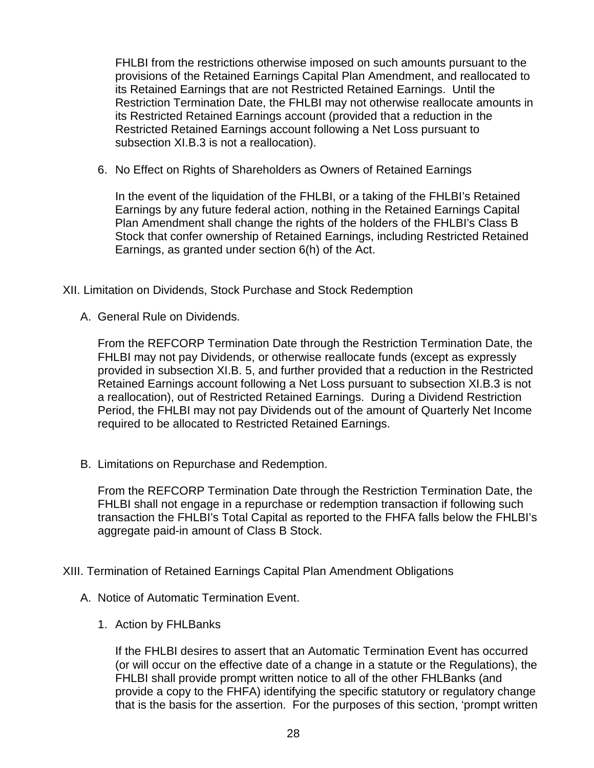FHLBI from the restrictions otherwise imposed on such amounts pursuant to the provisions of the Retained Earnings Capital Plan Amendment, and reallocated to its Retained Earnings that are not Restricted Retained Earnings. Until the Restriction Termination Date, the FHLBI may not otherwise reallocate amounts in its Restricted Retained Earnings account (provided that a reduction in the Restricted Retained Earnings account following a Net Loss pursuant to subsection XI.B.3 is not a reallocation).

6. No Effect on Rights of Shareholders as Owners of Retained Earnings

   In the event of the liquidation of the FHLBI, or a taking of the FHLBI's Retained Earnings by any future federal action, nothing in the Retained Earnings Capital Plan Amendment shall change the rights of the holders of the FHLBI's Class B Stock that confer ownership of Retained Earnings, including Restricted Retained Earnings, as granted under section 6(h) of the Act.

## XII. Limitation on Dividends, Stock Purchase and Stock Redemption

A. General Rule on Dividends.

   From the REFCORP Termination Date through the Restriction Termination Date, the FHLBI may not pay Dividends, or otherwise reallocate funds (except as expressly provided in subsection XI.B. 5, and further provided that a reduction in the Restricted Retained Earnings account following a Net Loss pursuant to subsection XI.B.3 is not a reallocation), out of Restricted Retained Earnings. During a Dividend Restriction Period, the FHLBI may not pay Dividends out of the amount of Quarterly Net Income required to be allocated to Restricted Retained Earnings.

B. Limitations on Repurchase and Redemption.

   From the REFCORP Termination Date through the Restriction Termination Date, the FHLBI shall not engage in a repurchase or redemption transaction if following such transaction the FHLBI's Total Capital as reported to the FHFA falls below the FHLBI's aggregate paid-in amount of Class B Stock.

## XIII. Termination of Retained Earnings Capital Plan Amendment Obligations

A. Notice of Automatic Termination Event.

   1. Action by FHLBanks

      If the FHLBI desires to assert that an Automatic Termination Event has occurred (or will occur on the effective date of a change in a statute or the Regulations), the FHLBI shall provide prompt written notice to all of the other FHLBanks (and provide a copy to the FHFA) identifying the specific statutory or regulatory change that is the basis for the assertion. For the purposes of this section, 'prompt written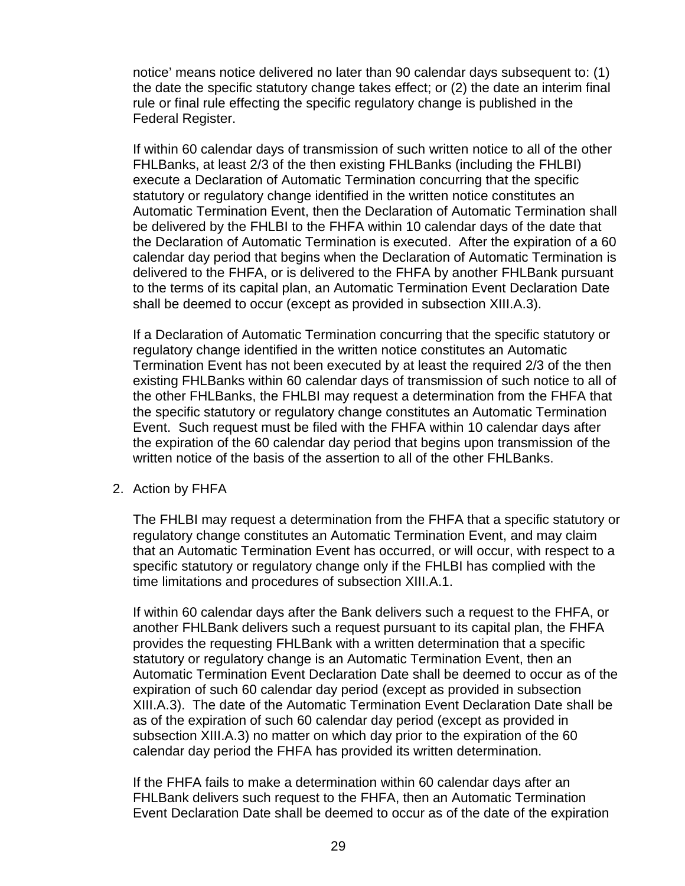notice' means notice delivered no later than 90 calendar days subsequent to: (1) the date the specific statutory change takes effect; or (2) the date an interim final rule or final rule effecting the specific regulatory change is published in the Federal Register.

If within 60 calendar days of transmission of such written notice to all of the other FHLBanks, at least 2/3 of the then existing FHLBanks (including the FHLBI) execute a Declaration of Automatic Termination concurring that the specific statutory or regulatory change identified in the written notice constitutes an Automatic Termination Event, then the Declaration of Automatic Termination shall be delivered by the FHLBI to the FHFA within 10 calendar days of the date that the Declaration of Automatic Termination is executed. After the expiration of a 60 calendar day period that begins when the Declaration of Automatic Termination is delivered to the FHFA, or is delivered to the FHFA by another FHLBank pursuant to the terms of its capital plan, an Automatic Termination Event Declaration Date shall be deemed to occur (except as provided in subsection XIII.A.3).

If a Declaration of Automatic Termination concurring that the specific statutory or regulatory change identified in the written notice constitutes an Automatic Termination Event has not been executed by at least the required 2/3 of the then existing FHLBanks within 60 calendar days of transmission of such notice to all of the other FHLBanks, the FHLBI may request a determination from the FHFA that the specific statutory or regulatory change constitutes an Automatic Termination Event. Such request must be filed with the FHFA within 10 calendar days after the expiration of the 60 calendar day period that begins upon transmission of the written notice of the basis of the assertion to all of the other FHLBanks.

2. Action by FHFA

The FHLBI may request a determination from the FHFA that a specific statutory or regulatory change constitutes an Automatic Termination Event, and may claim that an Automatic Termination Event has occurred, or will occur, with respect to a specific statutory or regulatory change only if the FHLBI has complied with the time limitations and procedures of subsection XIII.A.1.

If within 60 calendar days after the Bank delivers such a request to the FHFA, or another FHLBank delivers such a request pursuant to its capital plan, the FHFA provides the requesting FHLBank with a written determination that a specific statutory or regulatory change is an Automatic Termination Event, then an Automatic Termination Event Declaration Date shall be deemed to occur as of the expiration of such 60 calendar day period (except as provided in subsection XIII.A.3). The date of the Automatic Termination Event Declaration Date shall be as of the expiration of such 60 calendar day period (except as provided in subsection XIII.A.3) no matter on which day prior to the expiration of the 60 calendar day period the FHFA has provided its written determination.

If the FHFA fails to make a determination within 60 calendar days after an FHLBank delivers such request to the FHFA, then an Automatic Termination Event Declaration Date shall be deemed to occur as of the date of the expiration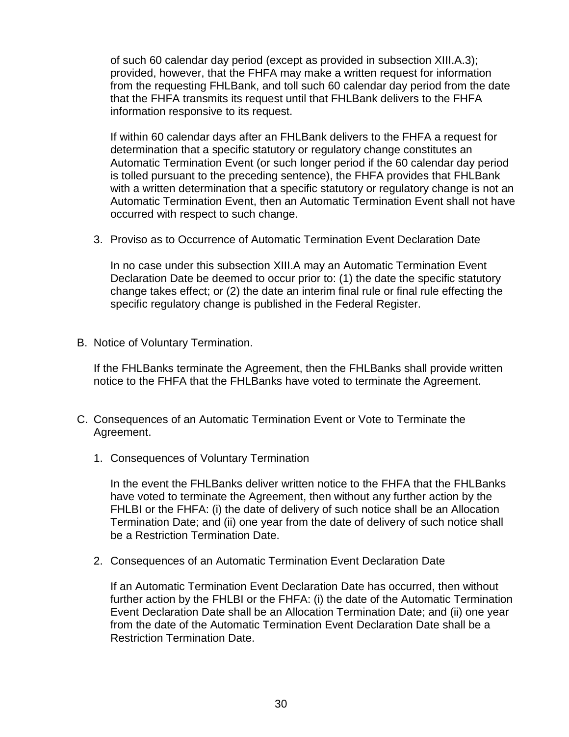of such 60 calendar day period (except as provided in subsection XIII.A.3); provided, however, that the FHFA may make a written request for information from the requesting FHLBank, and toll such 60 calendar day period from the date that the FHFA transmits its request until that FHLBank delivers to the FHFA information responsive to its request.

If within 60 calendar days after an FHLBank delivers to the FHFA a request for determination that a specific statutory or regulatory change constitutes an Automatic Termination Event (or such longer period if the 60 calendar day period is tolled pursuant to the preceding sentence), the FHFA provides that FHLBank with a written determination that a specific statutory or regulatory change is not an Automatic Termination Event, then an Automatic Termination Event shall not have occurred with respect to such change.

3. Proviso as to Occurrence of Automatic Termination Event Declaration Date

   In no case under this subsection XIII.A may an Automatic Termination Event Declaration Date be deemed to occur prior to: (1) the date the specific statutory change takes effect; or (2) the date an interim final rule or final rule effecting the specific regulatory change is published in the Federal Register.

B. Notice of Voluntary Termination.

   If the FHLBanks terminate the Agreement, then the FHLBanks shall provide written notice to the FHFA that the FHLBanks have voted to terminate the Agreement.

C. Consequences of an Automatic Termination Event or Vote to Terminate the Agreement.

   1. Consequences of Voluntary Termination

      In the event the FHLBanks deliver written notice to the FHFA that the FHLBanks have voted to terminate the Agreement, then without any further action by the FHLBI or the FHFA: (i) the date of delivery of such notice shall be an Allocation Termination Date; and (ii) one year from the date of delivery of such notice shall be a Restriction Termination Date.

   2. Consequences of an Automatic Termination Event Declaration Date

      If an Automatic Termination Event Declaration Date has occurred, then without further action by the FHLBI or the FHFA: (i) the date of the Automatic Termination Event Declaration Date shall be an Allocation Termination Date; and (ii) one year from the date of the Automatic Termination Event Declaration Date shall be a Restriction Termination Date.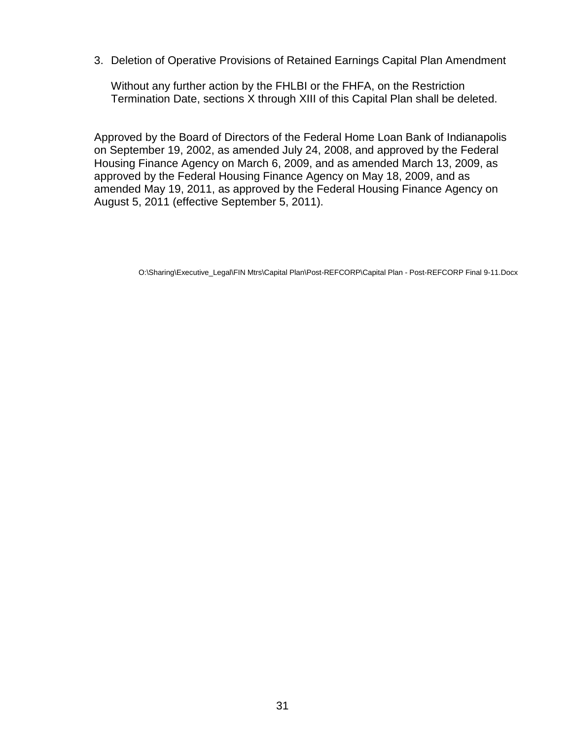3. Deletion of Operative Provisions of Retained Earnings Capital Plan Amendment

   Without any further action by the FHLBI or the FHFA, on the Restriction Termination Date, sections X through XIII of this Capital Plan shall be deleted.

Approved by the Board of Directors of the Federal Home Loan Bank of Indianapolis on September 19, 2002, as amended July 24, 2008, and approved by the Federal Housing Finance Agency on March 6, 2009, and as amended March 13, 2009, as approved by the Federal Housing Finance Agency on May 18, 2009, and as amended May 19, 2011, as approved by the Federal Housing Finance Agency on August 5, 2011 (effective September 5, 2011).

O:\Sharing\Executive_Legal\FIN Mtrs\Capital Plan\Post-REFCORP\Capital Plan - Post-REFCORP Final 9-11.Docx